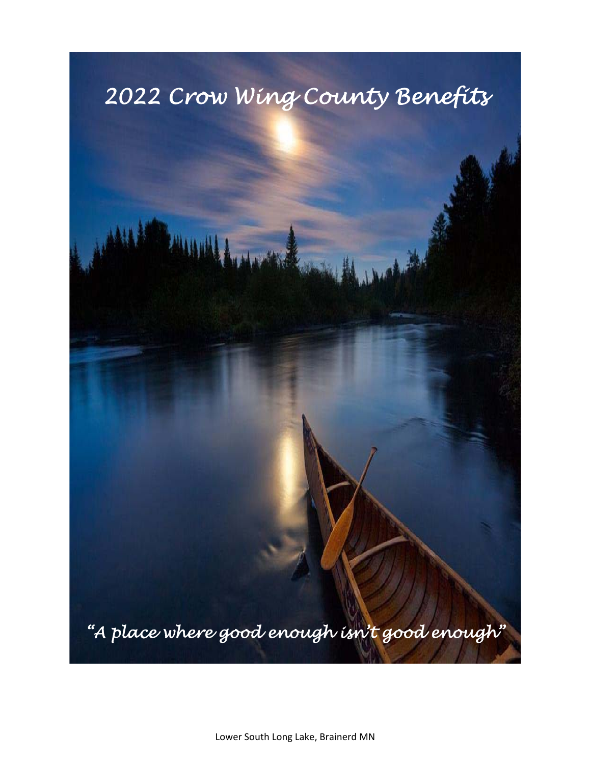# 2022 Crow Wing County Benefits

*"A place where good enough isn't good enough"*

Lower South Long Lake, Brainerd MN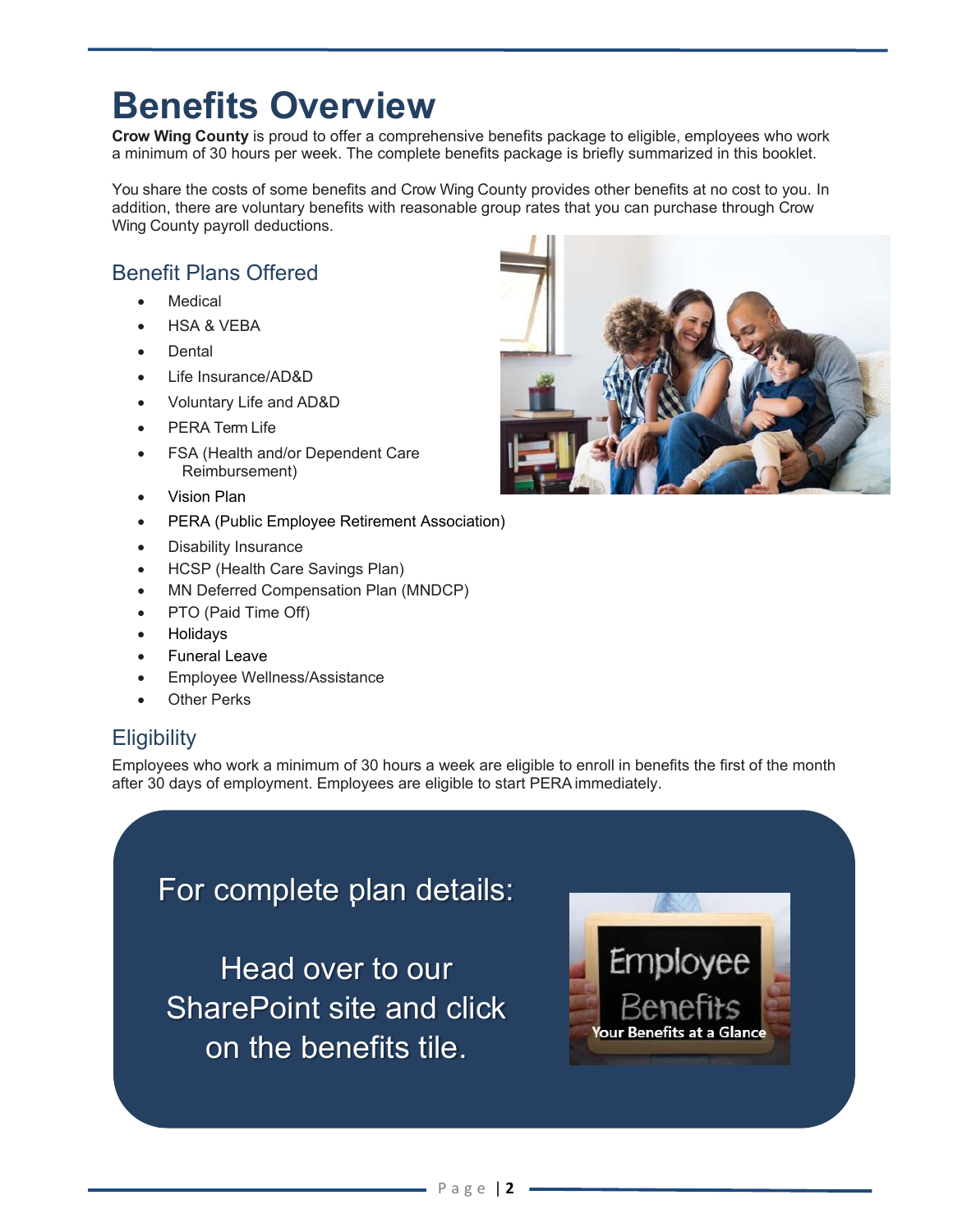# Benefits Overview

**Crow Wing County** is proud to offer a comprehensive benefits package to eligible, employees who work a minimum of 30 hours per week. The complete benefits package is briefly summarized in this booklet.

You share the costs of some benefits and Crow Wing County provides other benefits at no cost to you. In addition, there are voluntary benefits with reasonable group rates that you can purchase through Crow Wing County payroll deductions.

## Benefit Plans Offered

- Medical
- HSA & VEBA
- Dental
- Life Insurance/AD&D
- Voluntary Life and AD&D
- PERA Term Life
- FSA (Health and/or Dependent Care Reimbursement)
- Vision Plan
- PERA (Public Employee Retirement Association)
- Disability Insurance
- HCSP (Health Care Savings Plan)
- MN Deferred Compensation Plan (MNDCP)
- PTO (Paid Time Off)
- Holidays
- Funeral Leave
- Employee Wellness/Assistance
- Other Perks

## Eligibility

Employees who work a minimum of 30 hours a week are eligible to enroll in benefits the first of the month after 30 days of employment. Employees are eligible to start PERA immediately.

For complete plan details:

Head over to our SharePoint site and click on the benefits tile.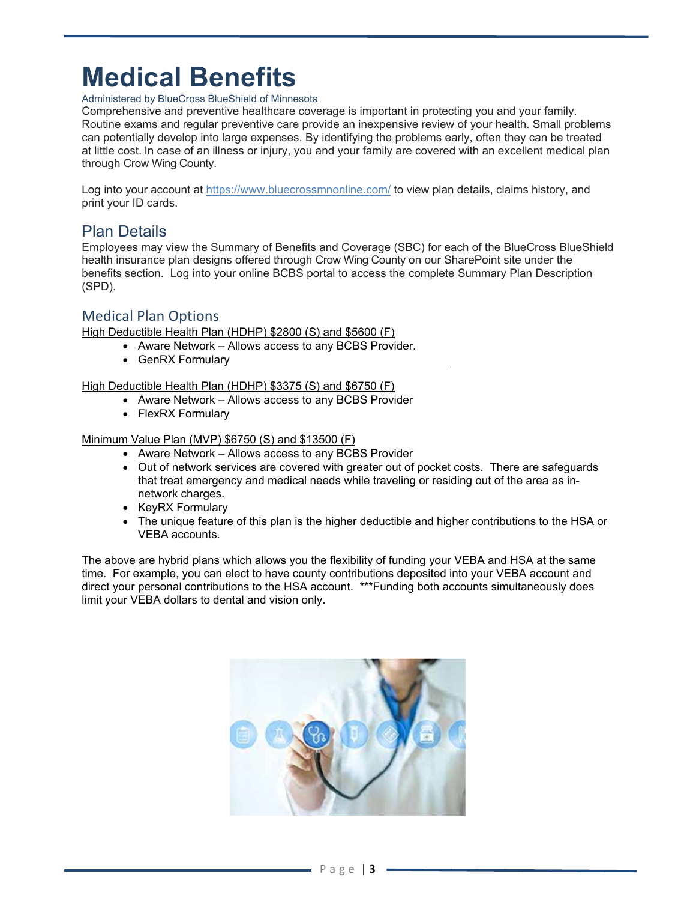# Medical Benefits

Administered by BlueCross BlueShield of Minnesota

Comprehensive and preventive healthcare coverage is important in protecting you and your family. Routine exams and regular preventive care provide an inexpensive review of your health. Small problems can potentially develop into large expenses. By identifying the problems early, often they can be treated at little cost. In case of an illness or injury, you and your family are covered with an excellent medical plan through Crow Wing County.

Log into your account at https://www.bluecrossmnonline.com/ to view plan details, claims history, and print your ID cards.

## Plan Details

Employees may view the Summary of Benefits and Coverage (SBC) for each of the BlueCross BlueShield health insurance plan designs offered through Crow Wing County on our SharePoint site under the benefits section. Log into your online BCBS portal to access the complete Summary Plan Description (SPD).

### Medical Plan Options

High Deductible Health Plan (HDHP) $2800 (S) and $5600 (F)

- Aware Network – Allows access to any BCBS Provider.
- GenRX Formulary

High Deductible Health Plan (HDHP) $3375 (S) and $6750 (F)

- Aware Network – Allows access to any BCBS Provider
- FlexRX Formulary

Minimum Value Plan (MVP) $6750 (S) and $13500 (F)

- Aware Network – Allows access to any BCBS Provider
- Out of network services are covered with greater out of pocket costs. There are safeguards that treat emergency and medical needs while traveling or residing out of the area as in-network charges.
- KeyRX Formulary
- The unique feature of this plan is the higher deductible and higher contributions to the HSA or VEBA accounts.

The above are hybrid plans which allows you the flexibility of funding your VEBA and HSA at the same time. For example, you can elect to have county contributions deposited into your VEBA account and direct your personal contributions to the HSA account. ***Funding both accounts simultaneously does limit your VEBA dollars to dental and vision only.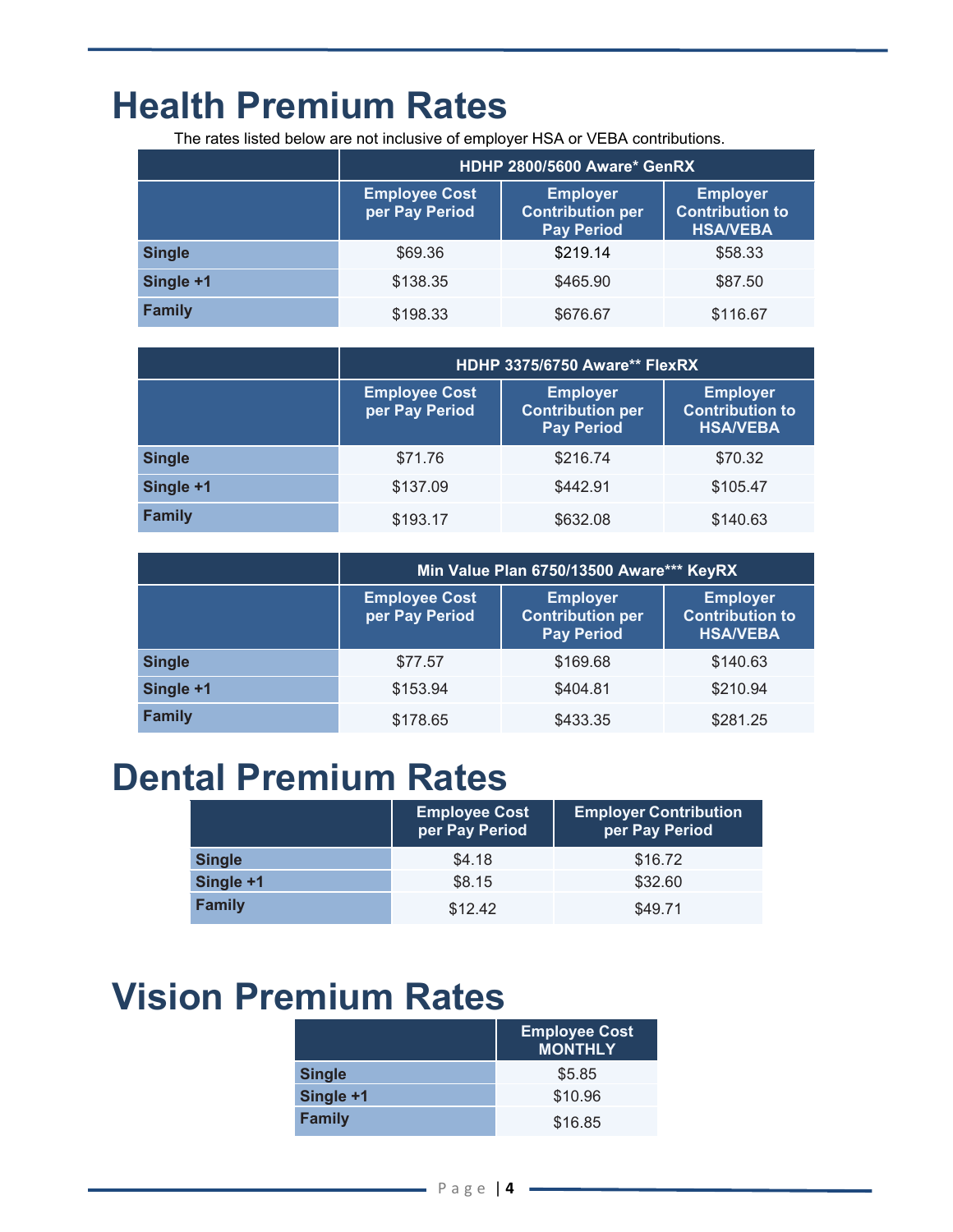# Health Premium Rates

The rates listed below are not inclusive of employer HSA or VEBA contributions.

| | HDHP 2800/5600 Aware* GenRX | | |
|---|---|---|---|
| | Employee Cost per Pay Period | Employer Contribution per Pay Period | Employer Contribution to HSA/VEBA |
| **Single** | $69.36 | $219.14 | $58.33 |
| **Single +1** | $138.35 | $465.90 | $87.50 |
| **Family** | $198.33 | $676.67 | $116.67 |

| | HDHP 3375/6750 Aware** FlexRX | | |
|---|---|---|---|
| | Employee Cost per Pay Period | Employer Contribution per Pay Period | Employer Contribution to HSA/VEBA |
| **Single** | $71.76 | $216.74 | $70.32 |
| **Single +1** | $137.09 | $442.91 | $105.47 |
| **Family** | $193.17 | $632.08 | $140.63 |

| | Min Value Plan 6750/13500 Aware*** KeyRX | | |
|---|---|---|---|
| | Employee Cost per Pay Period | Employer Contribution per Pay Period | Employer Contribution to HSA/VEBA |
| **Single** | $77.57 | $169.68 | $140.63 |
| **Single +1** | $153.94 | $404.81 | $210.94 |
| **Family** | $178.65 | $433.35 | $281.25 |

# Dental Premium Rates

| | Employee Cost per Pay Period | Employer Contribution per Pay Period |
|---|---|---|
| **Single** | $4.18 | $16.72 |
| **Single +1** | $8.15 | $32.60 |
| **Family** | $12.42 | $49.71 |

# Vision Premium Rates

| | Employee Cost MONTHLY |
|---|---|
| **Single** | $5.85 |
| **Single +1** | $10.96 |
| **Family** | $16.85 |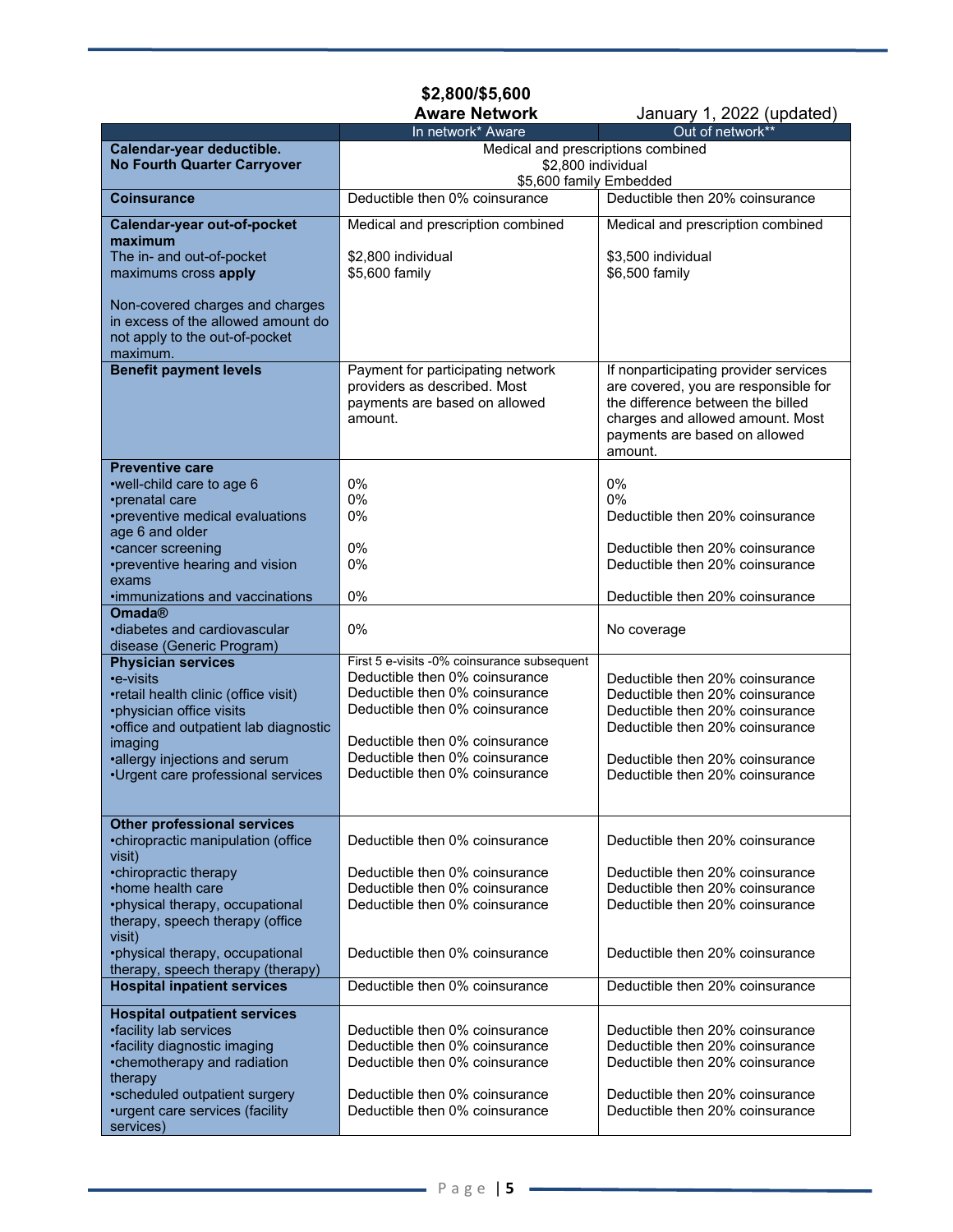**$2,800/$5,600**
**Aware Network**

January 1, 2022 (updated)

| | In network* Aware | Out of network** |
|---|---|---|
| **Calendar-year deductible. No Fourth Quarter Carryover** | Medical and prescriptions combined<br>$2,800 individual<br>$5,600 family Embedded | |
| **Coinsurance** | Deductible then 0% coinsurance | Deductible then 20% coinsurance |
| **Calendar-year out-of-pocket maximum**<br>The in- and out-of-pocket maximums cross **apply**<br><br>Non-covered charges and charges in excess of the allowed amount do not apply to the out-of-pocket maximum. | Medical and prescription combined<br><br>$2,800 individual<br>$5,600 family | Medical and prescription combined<br><br>$3,500 individual<br>$6,500 family |
| **Benefit payment levels** | Payment for participating network providers as described. Most payments are based on allowed amount. | If nonparticipating provider services are covered, you are responsible for the difference between the billed charges and allowed amount. Most payments are based on allowed amount. |
| **Preventive care** | | |
| •well-child care to age 6 | 0% | 0% |
| •prenatal care | 0% | 0% |
| •preventive medical evaluations age 6 and older | 0% | Deductible then 20% coinsurance |
| •cancer screening | 0% | Deductible then 20% coinsurance |
| •preventive hearing and vision exams | 0% | Deductible then 20% coinsurance |
| •immunizations and vaccinations | 0% | Deductible then 20% coinsurance |
| **Omada®** | | |
| •diabetes and cardiovascular disease (Generic Program) | 0% | No coverage |
| **Physician services** | | |
| •e-visits | First 5 e-visits -0% coinsurance subsequent Deductible then 0% coinsurance | Deductible then 20% coinsurance |
| •retail health clinic (office visit) | Deductible then 0% coinsurance | Deductible then 20% coinsurance |
| •physician office visits | Deductible then 0% coinsurance | Deductible then 20% coinsurance |
| •office and outpatient lab diagnostic imaging | Deductible then 0% coinsurance | Deductible then 20% coinsurance |
| •allergy injections and serum | Deductible then 0% coinsurance | Deductible then 20% coinsurance |
| •Urgent care professional services | Deductible then 0% coinsurance | Deductible then 20% coinsurance |
| **Other professional services** | | |
| •chiropractic manipulation (office visit) | Deductible then 0% coinsurance | Deductible then 20% coinsurance |
| •chiropractic therapy | Deductible then 0% coinsurance | Deductible then 20% coinsurance |
| •home health care | Deductible then 0% coinsurance | Deductible then 20% coinsurance |
| •physical therapy, occupational therapy, speech therapy (office visit) | Deductible then 0% coinsurance | Deductible then 20% coinsurance |
| •physical therapy, occupational therapy, speech therapy (therapy) | Deductible then 0% coinsurance | Deductible then 20% coinsurance |
| **Hospital inpatient services** | Deductible then 0% coinsurance | Deductible then 20% coinsurance |
| **Hospital outpatient services** | | |
| •facility lab services | Deductible then 0% coinsurance | Deductible then 20% coinsurance |
| •facility diagnostic imaging | Deductible then 0% coinsurance | Deductible then 20% coinsurance |
| •chemotherapy and radiation therapy | Deductible then 0% coinsurance | Deductible then 20% coinsurance |
| •scheduled outpatient surgery | Deductible then 0% coinsurance | Deductible then 20% coinsurance |
| •urgent care services (facility services) | Deductible then 0% coinsurance | Deductible then 20% coinsurance |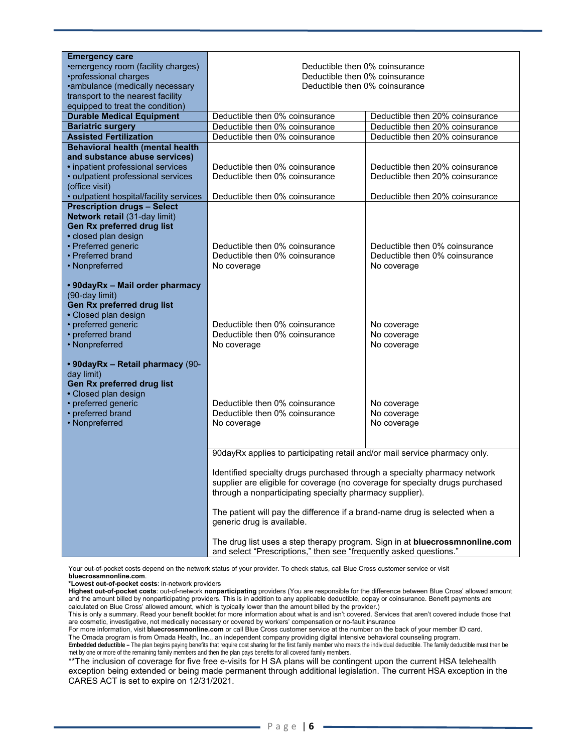| | | |
|---|---|---|
| **Emergency care**<br>•emergency room (facility charges)<br>•professional charges<br>•ambulance (medically necessary transport to the nearest facility equipped to treat the condition) | Deductible then 0% coinsurance<br>Deductible then 0% coinsurance<br>Deductible then 0% coinsurance | |
| **Durable Medical Equipment** | Deductible then 0% coinsurance | Deductible then 20% coinsurance |
| **Bariatric surgery** | Deductible then 0% coinsurance | Deductible then 20% coinsurance |
| **Assisted Fertilization** | Deductible then 0% coinsurance | Deductible then 20% coinsurance |
| **Behavioral health (mental health and substance abuse services)**<br>• inpatient professional services<br>• outpatient professional services (office visit)<br>• outpatient hospital/facility services | <br><br>Deductible then 0% coinsurance<br>Deductible then 0% coinsurance<br><br>Deductible then 0% coinsurance | <br><br>Deductible then 20% coinsurance<br>Deductible then 20% coinsurance<br><br>Deductible then 20% coinsurance |
| **Prescription drugs – Select Network retail** (31-day limit)<br>**Gen Rx preferred drug list**<br>• closed plan design<br>• Preferred generic<br>• Preferred brand<br>• Nonpreferred | <br><br><br><br>Deductible then 0% coinsurance<br>Deductible then 0% coinsurance<br>No coverage | <br><br><br><br>Deductible then 0% coinsurance<br>Deductible then 0% coinsurance<br>No coverage |
| **• 90dayRx – Mail order pharmacy** (90-day limit)<br>**Gen Rx preferred drug list**<br>• Closed plan design<br>• preferred generic<br>• preferred brand<br>• Nonpreferred | <br><br><br><br>Deductible then 0% coinsurance<br>Deductible then 0% coinsurance<br>No coverage | <br><br><br><br>No coverage<br>No coverage<br>No coverage |
| **• 90dayRx – Retail pharmacy** (90-day limit)<br>**Gen Rx preferred drug list**<br>• Closed plan design<br>• preferred generic<br>• preferred brand<br>• Nonpreferred | <br><br><br><br>Deductible then 0% coinsurance<br>Deductible then 0% coinsurance<br>No coverage | <br><br><br><br>No coverage<br>No coverage<br>No coverage |
| | 90dayRx applies to participating retail and/or mail service pharmacy only.<br><br>Identified specialty drugs purchased through a specialty pharmacy network supplier are eligible for coverage (no coverage for specialty drugs purchased through a nonparticipating specialty pharmacy supplier).<br><br>The patient will pay the difference if a brand-name drug is selected when a generic drug is available.<br><br>The drug list uses a step therapy program. Sign in at **bluecrossmnonline.com** and select "Prescriptions," then see "frequently asked questions." | |

Your out-of-pocket costs depend on the network status of your provider. To check status, call Blue Cross customer service or visit **bluecrossmnonline.com**.

***Lowest out-of-pocket costs**: in-network providers

**Highest out-of-pocket costs**: out-of-network **nonparticipating** providers (You are responsible for the difference between Blue Cross' allowed amount and the amount billed by nonparticipating providers. This is in addition to any applicable deductible, copay or coinsurance. Benefit payments are calculated on Blue Cross' allowed amount, which is typically lower than the amount billed by the provider.)

This is only a summary. Read your benefit booklet for more information about what is and isn't covered. Services that aren't covered include those that are cosmetic, investigative, not medically necessary or covered by workers' compensation or no-fault insurance

For more information, visit **bluecrossmnonline.com** or call Blue Cross customer service at the number on the back of your member ID card.

The Omada program is from Omada Health, Inc., an independent company providing digital intensive behavioral counseling program.

**Embedded deductible –** The plan begins paying benefits that require cost sharing for the first family member who meets the individual deductible. The family deductible must then be met by one or more of the remaining family members and then the plan pays benefits for all covered family members.

**The inclusion of coverage for five free e-visits for H SA plans will be contingent upon the current HSA telehealth exception being extended or being made permanent through additional legislation. The current HSA exception in the CARES ACT is set to expire on 12/31/2021.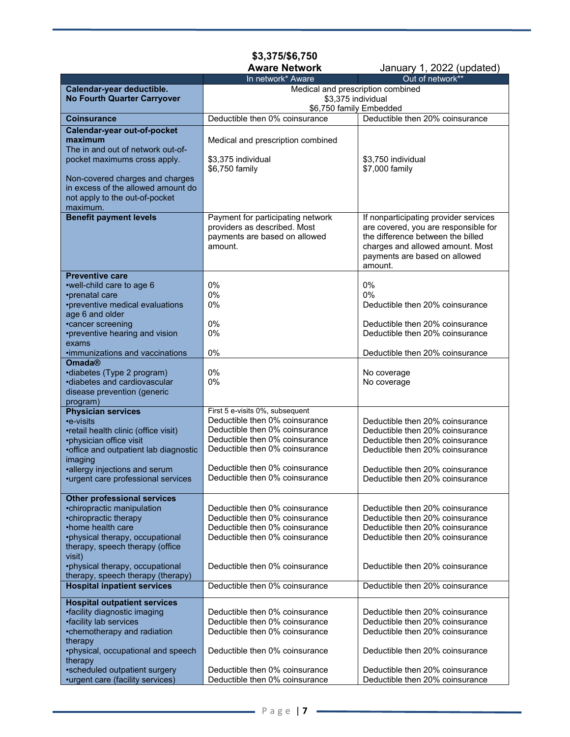**$3,375/$6,750**
**Aware Network** January 1, 2022 (updated)

| | In network* Aware | Out of network** |
|---|---|---|
| **Calendar-year deductible.**<br>**No Fourth Quarter Carryover** | Medical and prescription combined<br>$3,375 individual<br>$6,750 family Embedded | |
| **Coinsurance** | Deductible then 0% coinsurance | Deductible then 20% coinsurance |
| **Calendar-year out-of-pocket maximum**<br>The in and out of network out-of-pocket maximums cross apply.<br><br>Non-covered charges and charges in excess of the allowed amount do not apply to the out-of-pocket maximum. | Medical and prescription combined<br><br>$3,375 individual<br>$6,750 family | $3,750 individual<br>$7,000 family |
| **Benefit payment levels** | Payment for participating network providers as described. Most payments are based on allowed amount. | If nonparticipating provider services are covered, you are responsible for the difference between the billed charges and allowed amount. Most payments are based on allowed amount. |
| **Preventive care** | | |
| •well-child care to age 6 | 0% | 0% |
| •prenatal care | 0% | 0% |
| •preventive medical evaluations age 6 and older | 0% | Deductible then 20% coinsurance |
| •cancer screening | 0% | Deductible then 20% coinsurance |
| •preventive hearing and vision exams | 0% | Deductible then 20% coinsurance |
| •immunizations and vaccinations | 0% | Deductible then 20% coinsurance |
| **Omada®** | | |
| •diabetes (Type 2 program) | 0% | No coverage |
| •diabetes and cardiovascular disease prevention (generic program) | 0% | No coverage |
| **Physician services** | | |
| •e-visits | First 5 e-visits 0%, subsequent Deductible then 0% coinsurance | Deductible then 20% coinsurance |
| •retail health clinic (office visit) | Deductible then 0% coinsurance | Deductible then 20% coinsurance |
| •physician office visit | Deductible then 0% coinsurance | Deductible then 20% coinsurance |
| •office and outpatient lab diagnostic imaging | Deductible then 0% coinsurance | Deductible then 20% coinsurance |
| •allergy injections and serum | Deductible then 0% coinsurance | Deductible then 20% coinsurance |
| •urgent care professional services | Deductible then 0% coinsurance | Deductible then 20% coinsurance |
| **Other professional services** | | |
| •chiropractic manipulation | Deductible then 0% coinsurance | Deductible then 20% coinsurance |
| •chiropractic therapy | Deductible then 0% coinsurance | Deductible then 20% coinsurance |
| •home health care | Deductible then 0% coinsurance | Deductible then 20% coinsurance |
| •physical therapy, occupational therapy, speech therapy (office visit) | Deductible then 0% coinsurance | Deductible then 20% coinsurance |
| •physical therapy, occupational therapy, speech therapy (therapy) | Deductible then 0% coinsurance | Deductible then 20% coinsurance |
| **Hospital inpatient services** | Deductible then 0% coinsurance | Deductible then 20% coinsurance |
| **Hospital outpatient services** | | |
| •facility diagnostic imaging | Deductible then 0% coinsurance | Deductible then 20% coinsurance |
| •facility lab services | Deductible then 0% coinsurance | Deductible then 20% coinsurance |
| •chemotherapy and radiation therapy | Deductible then 0% coinsurance | Deductible then 20% coinsurance |
| •physical, occupational and speech therapy | Deductible then 0% coinsurance | Deductible then 20% coinsurance |
| •scheduled outpatient surgery | Deductible then 0% coinsurance | Deductible then 20% coinsurance |
| •urgent care (facility services) | Deductible then 0% coinsurance | Deductible then 20% coinsurance |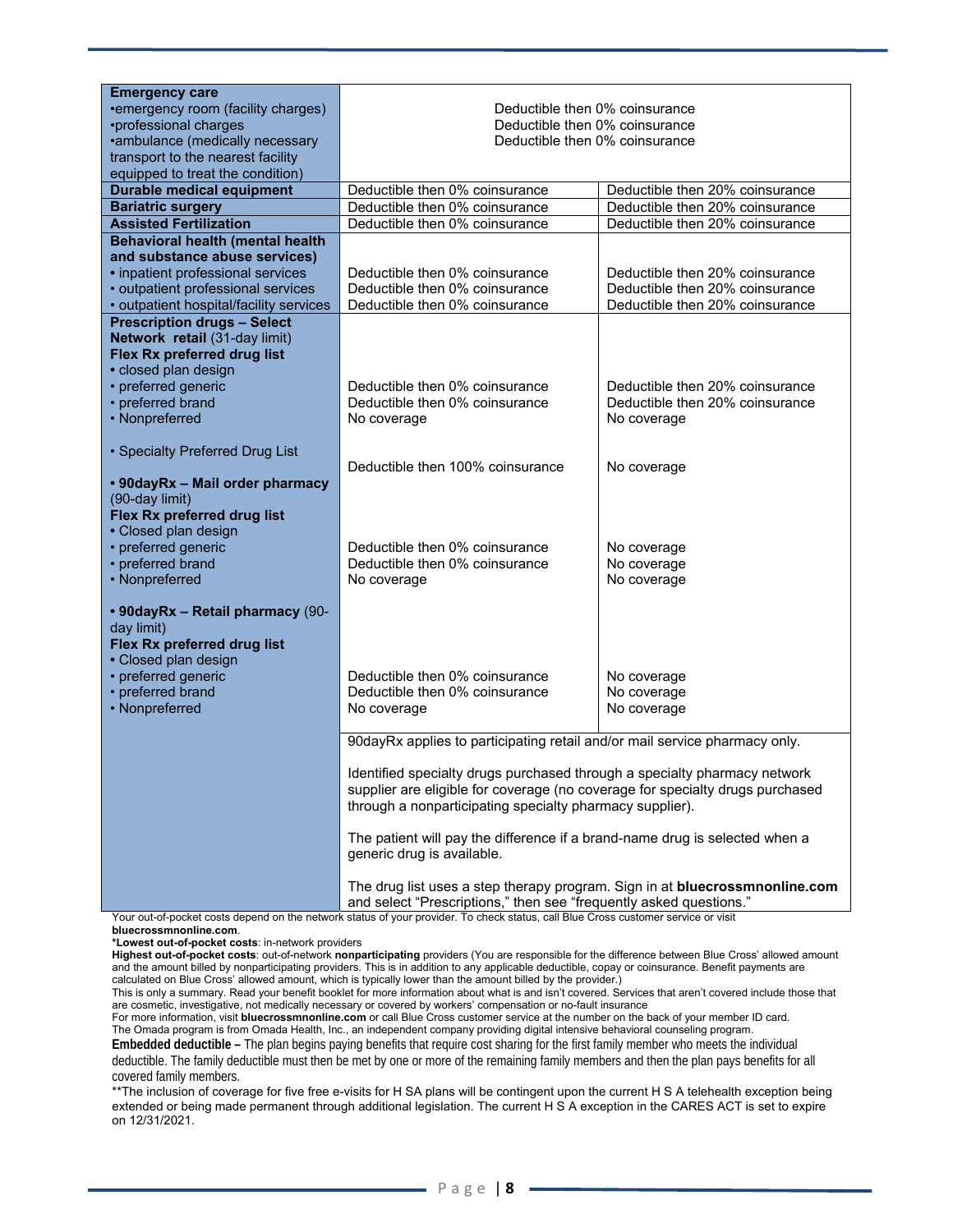| | | |
|---|---|---|
| **Emergency care**<br>•emergency room (facility charges)<br>•professional charges<br>•ambulance (medically necessary transport to the nearest facility equipped to treat the condition) | Deductible then 0% coinsurance<br>Deductible then 0% coinsurance<br>Deductible then 0% coinsurance | |
| **Durable medical equipment** | Deductible then 0% coinsurance | Deductible then 20% coinsurance |
| **Bariatric surgery** | Deductible then 0% coinsurance | Deductible then 20% coinsurance |
| **Assisted Fertilization** | Deductible then 0% coinsurance | Deductible then 20% coinsurance |
| **Behavioral health (mental health and substance abuse services)**<br>• inpatient professional services<br>• outpatient professional services<br>• outpatient hospital/facility services | <br><br>Deductible then 0% coinsurance<br>Deductible then 0% coinsurance<br>Deductible then 0% coinsurance | <br><br>Deductible then 20% coinsurance<br>Deductible then 20% coinsurance<br>Deductible then 20% coinsurance |
| **Prescription drugs – Select Network retail** (31-day limit)<br>**Flex Rx preferred drug list**<br>• closed plan design<br>• preferred generic<br>• preferred brand<br>• Nonpreferred<br><br>• Specialty Preferred Drug List<br><br>**• 90dayRx – Mail order pharmacy** (90-day limit)<br>**Flex Rx preferred drug list**<br>• Closed plan design<br>• preferred generic<br>• preferred brand<br>• Nonpreferred<br><br>**• 90dayRx – Retail pharmacy** (90-day limit)<br>**Flex Rx preferred drug list**<br>• Closed plan design<br>• preferred generic<br>• preferred brand<br>• Nonpreferred | <br><br><br><br>Deductible then 0% coinsurance<br>Deductible then 0% coinsurance<br>No coverage<br><br>Deductible then 100% coinsurance<br><br><br><br><br><br>Deductible then 0% coinsurance<br>Deductible then 0% coinsurance<br>No coverage<br><br><br><br><br><br>Deductible then 0% coinsurance<br>Deductible then 0% coinsurance<br>No coverage | <br><br><br><br>Deductible then 20% coinsurance<br>Deductible then 20% coinsurance<br>No coverage<br><br>No coverage<br><br><br><br><br><br>No coverage<br>No coverage<br>No coverage<br><br><br><br><br><br>No coverage<br>No coverage<br>No coverage |
| | 90dayRx applies to participating retail and/or mail service pharmacy only.<br><br>Identified specialty drugs purchased through a specialty pharmacy network supplier are eligible for coverage (no coverage for specialty drugs purchased through a nonparticipating specialty pharmacy supplier).<br><br>The patient will pay the difference if a brand-name drug is selected when a generic drug is available.<br><br>The drug list uses a step therapy program. Sign in at **bluecrossmnonline.com** and select "Prescriptions," then see "frequently asked questions." | |

Your out-of-pocket costs depend on the network status of your provider. To check status, call Blue Cross customer service or visit **bluecrossmnonline.com**.

***Lowest out-of-pocket costs**: in-network providers

**Highest out-of-pocket costs**: out-of-network **nonparticipating** providers (You are responsible for the difference between Blue Cross' allowed amount and the amount billed by nonparticipating providers. This is in addition to any applicable deductible, copay or coinsurance. Benefit payments are calculated on Blue Cross' allowed amount, which is typically lower than the amount billed by the provider.)

This is only a summary. Read your benefit booklet for more information about what is and isn't covered. Services that aren't covered include those that are cosmetic, investigative, not medically necessary or covered by workers' compensation or no-fault insurance

For more information, visit **bluecrossmnonline.com** or call Blue Cross customer service at the number on the back of your member ID card.

The Omada program is from Omada Health, Inc., an independent company providing digital intensive behavioral counseling program.

**Embedded deductible –** The plan begins paying benefits that require cost sharing for the first family member who meets the individual deductible. The family deductible must then be met by one or more of the remaining family members and then the plan pays benefits for all covered family members.

**The inclusion of coverage for five free e-visits for H SA plans will be contingent upon the current H S A telehealth exception being extended or being made permanent through additional legislation. The current H S A exception in the CARES ACT is set to expire on 12/31/2021.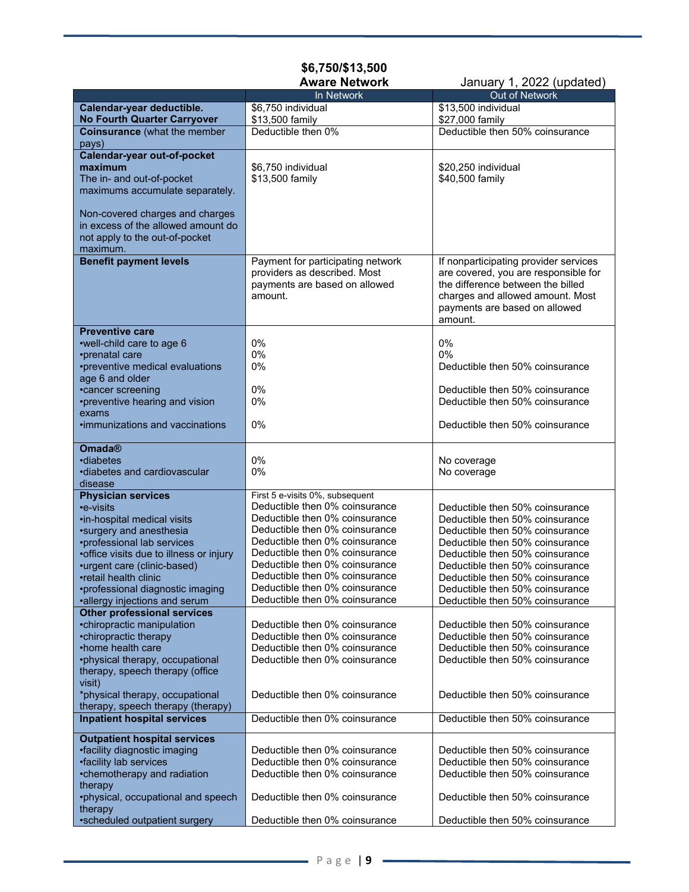**$6,750/$13,500**
**Aware Network**

January 1, 2022 (updated)

| | In Network | Out of Network |
|---|---|---|
| **Calendar-year deductible. No Fourth Quarter Carryover** | $6,750 individual<br>$13,500 family | $13,500 individual<br>$27,000 family |
| **Coinsurance** (what the member pays) | Deductible then 0% | Deductible then 50% coinsurance |
| **Calendar-year out-of-pocket maximum**<br>The in- and out-of-pocket maximums accumulate separately.<br><br>Non-covered charges and charges in excess of the allowed amount do not apply to the out-of-pocket maximum. | $6,750 individual<br>$13,500 family | $20,250 individual<br>$40,500 family |
| **Benefit payment levels** | Payment for participating network providers as described. Most payments are based on allowed amount. | If nonparticipating provider services are covered, you are responsible for the difference between the billed charges and allowed amount. Most payments are based on allowed amount. |
| **Preventive care** | | |
| •well-child care to age 6 | 0% | 0% |
| •prenatal care | 0% | 0% |
| •preventive medical evaluations age 6 and older | 0% | Deductible then 50% coinsurance |
| •cancer screening | 0% | Deductible then 50% coinsurance |
| •preventive hearing and vision exams | 0% | Deductible then 50% coinsurance |
| •immunizations and vaccinations | 0% | Deductible then 50% coinsurance |
| **Omada®** | | |
| •diabetes | 0% | No coverage |
| •diabetes and cardiovascular disease | 0% | No coverage |
| **Physician services** | | |
| •e-visits | First 5 e-visits 0%, subsequent Deductible then 0% coinsurance | Deductible then 50% coinsurance |
| •in-hospital medical visits | Deductible then 0% coinsurance | Deductible then 50% coinsurance |
| •surgery and anesthesia | Deductible then 0% coinsurance | Deductible then 50% coinsurance |
| •professional lab services | Deductible then 0% coinsurance | Deductible then 50% coinsurance |
| •office visits due to illness or injury | Deductible then 0% coinsurance | Deductible then 50% coinsurance |
| •urgent care (clinic-based) | Deductible then 0% coinsurance | Deductible then 50% coinsurance |
| •retail health clinic | Deductible then 0% coinsurance | Deductible then 50% coinsurance |
| •professional diagnostic imaging | Deductible then 0% coinsurance | Deductible then 50% coinsurance |
| •allergy injections and serum | Deductible then 0% coinsurance | Deductible then 50% coinsurance |
| **Other professional services** | | |
| •chiropractic manipulation | Deductible then 0% coinsurance | Deductible then 50% coinsurance |
| •chiropractic therapy | Deductible then 0% coinsurance | Deductible then 50% coinsurance |
| •home health care | Deductible then 0% coinsurance | Deductible then 50% coinsurance |
| •physical therapy, occupational therapy, speech therapy (office visit) | Deductible then 0% coinsurance | Deductible then 50% coinsurance |
| *physical therapy, occupational therapy, speech therapy (therapy) | Deductible then 0% coinsurance | Deductible then 50% coinsurance |
| **Inpatient hospital services** | Deductible then 0% coinsurance | Deductible then 50% coinsurance |
| **Outpatient hospital services** | | |
| •facility diagnostic imaging | Deductible then 0% coinsurance | Deductible then 50% coinsurance |
| •facility lab services | Deductible then 0% coinsurance | Deductible then 50% coinsurance |
| •chemotherapy and radiation therapy | Deductible then 0% coinsurance | Deductible then 50% coinsurance |
| •physical, occupational and speech therapy | Deductible then 0% coinsurance | Deductible then 50% coinsurance |
| •scheduled outpatient surgery | Deductible then 0% coinsurance | Deductible then 50% coinsurance |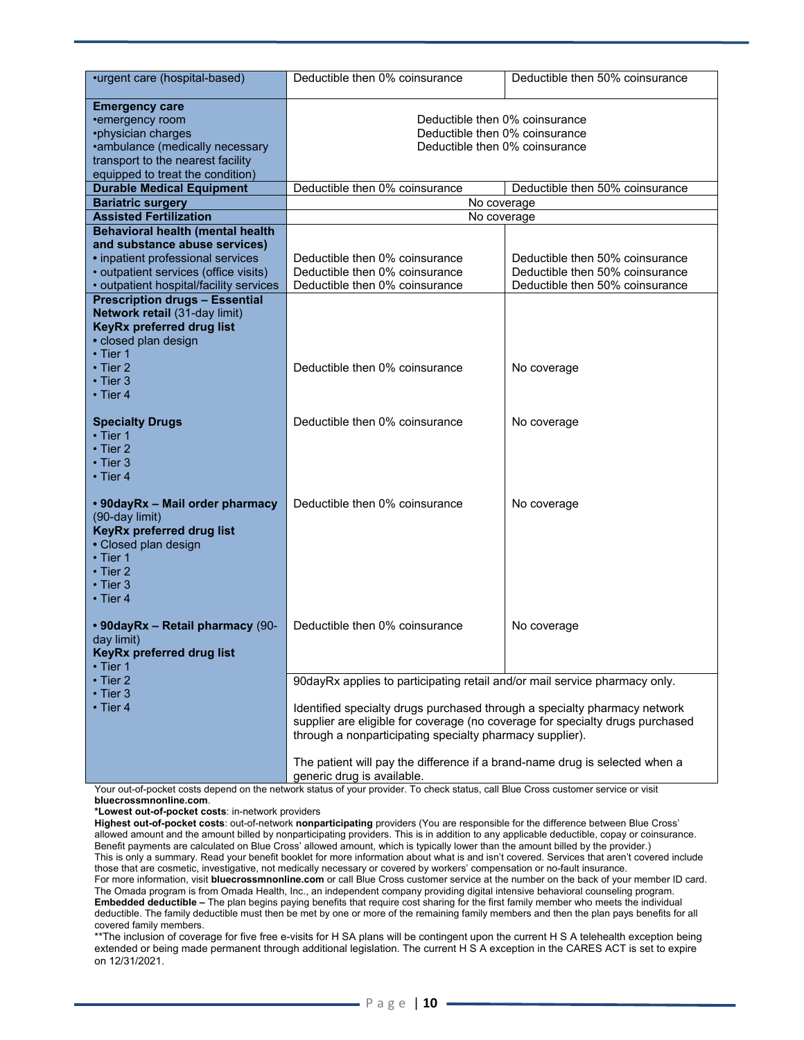| | | |
|---|---|---|
| •urgent care (hospital-based) | Deductible then 0% coinsurance | Deductible then 50% coinsurance |
| **Emergency care**<br>•emergency room<br>•physician charges<br>•ambulance (medically necessary transport to the nearest facility equipped to treat the condition) | Deductible then 0% coinsurance<br>Deductible then 0% coinsurance<br>Deductible then 0% coinsurance | |
| **Durable Medical Equipment** | Deductible then 0% coinsurance | Deductible then 50% coinsurance |
| **Bariatric surgery** | No coverage | |
| **Assisted Fertilization** | No coverage | |
| **Behavioral health (mental health and substance abuse services)**<br>• inpatient professional services<br>• outpatient services (office visits)<br>• outpatient hospital/facility services | <br>Deductible then 0% coinsurance<br>Deductible then 0% coinsurance<br>Deductible then 0% coinsurance | <br>Deductible then 50% coinsurance<br>Deductible then 50% coinsurance<br>Deductible then 50% coinsurance |
| **Prescription drugs – Essential Network retail** (31-day limit)<br>**KeyRx preferred drug list**<br>• closed plan design<br>• Tier 1<br>• Tier 2<br>• Tier 3<br>• Tier 4 | Deductible then 0% coinsurance | No coverage |
| **Specialty Drugs**<br>• Tier 1<br>• Tier 2<br>• Tier 3<br>• Tier 4 | Deductible then 0% coinsurance | No coverage |
| **• 90dayRx – Mail order pharmacy** (90-day limit)<br>**KeyRx preferred drug list**<br>• Closed plan design<br>• Tier 1<br>• Tier 2<br>• Tier 3<br>• Tier 4 | Deductible then 0% coinsurance | No coverage |
| **• 90dayRx – Retail pharmacy** (90-day limit)<br>**KeyRx preferred drug list**<br>• Tier 1<br>• Tier 2<br>• Tier 3<br>• Tier 4 | Deductible then 0% coinsurance | No coverage |
| | 90dayRx applies to participating retail and/or mail service pharmacy only.<br><br>Identified specialty drugs purchased through a specialty pharmacy network supplier are eligible for coverage (no coverage for specialty drugs purchased through a nonparticipating specialty pharmacy supplier).<br><br>The patient will pay the difference if a brand-name drug is selected when a generic drug is available. | |

Your out-of-pocket costs depend on the network status of your provider. To check status, call Blue Cross customer service or visit **bluecrossmnonline.com**.

***Lowest out-of-pocket costs**: in-network providers

**Highest out-of-pocket costs**: out-of-network **nonparticipating** providers (You are responsible for the difference between Blue Cross' allowed amount and the amount billed by nonparticipating providers. This is in addition to any applicable deductible, copay or coinsurance. Benefit payments are calculated on Blue Cross' allowed amount, which is typically lower than the amount billed by the provider.)

This is only a summary. Read your benefit booklet for more information about what is and isn't covered. Services that aren't covered include those that are cosmetic, investigative, not medically necessary or covered by workers' compensation or no-fault insurance.

For more information, visit **bluecrossmnonline.com** or call Blue Cross customer service at the number on the back of your member ID card.

The Omada program is from Omada Health, Inc., an independent company providing digital intensive behavioral counseling program.

**Embedded deductible –** The plan begins paying benefits that require cost sharing for the first family member who meets the individual deductible. The family deductible must then be met by one or more of the remaining family members and then the plan pays benefits for all covered family members.

**The inclusion of coverage for five free e-visits for H SA plans will be contingent upon the current H S A telehealth exception being extended or being made permanent through additional legislation. The current H S A exception in the CARES ACT is set to expire on 12/31/2021.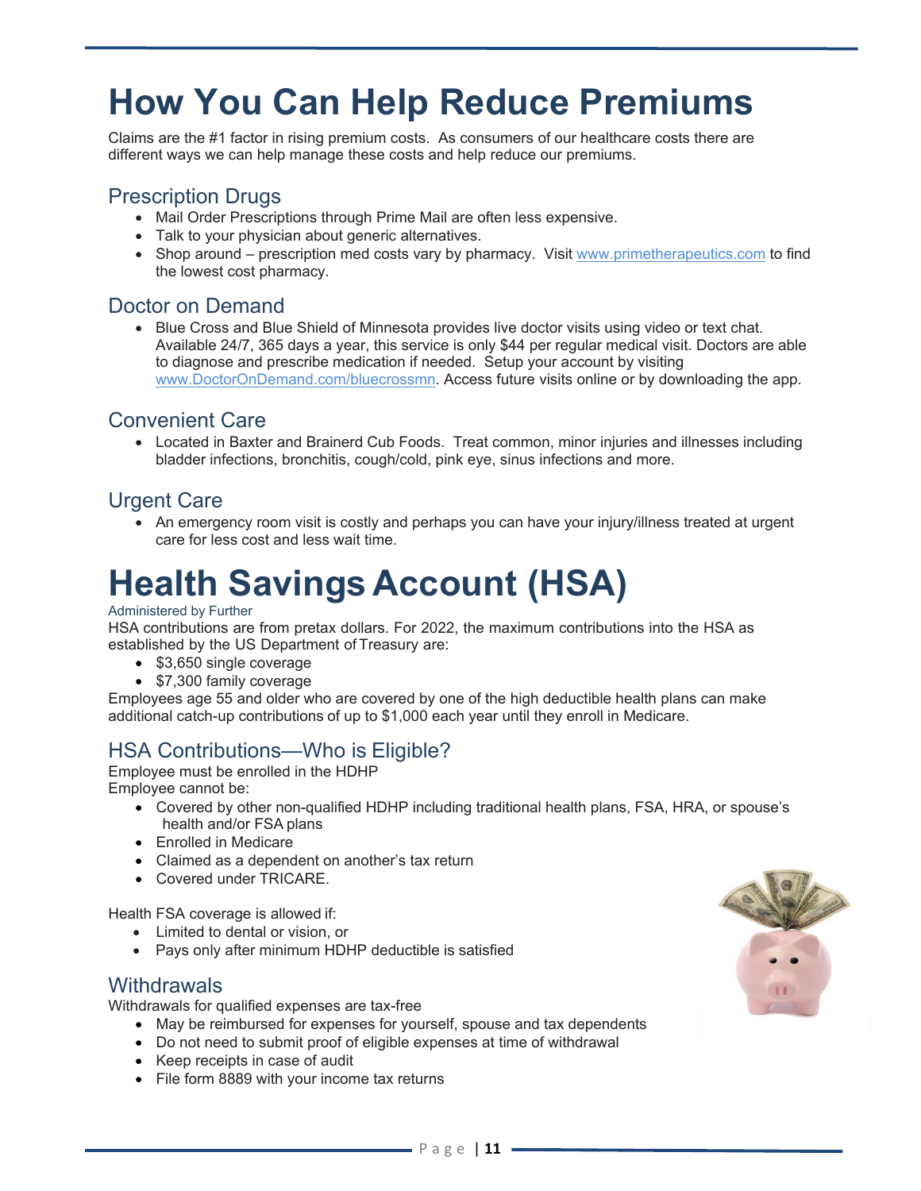# How You Can Help Reduce Premiums

Claims are the #1 factor in rising premium costs. As consumers of our healthcare costs there are different ways we can help manage these costs and help reduce our premiums.

## Prescription Drugs

- Mail Order Prescriptions through Prime Mail are often less expensive.
- Talk to your physician about generic alternatives.
- Shop around – prescription med costs vary by pharmacy. Visit www.primetherapeutics.com to find the lowest cost pharmacy.

## Doctor on Demand

- Blue Cross and Blue Shield of Minnesota provides live doctor visits using video or text chat. Available 24/7, 365 days a year, this service is only $44 per regular medical visit. Doctors are able to diagnose and prescribe medication if needed. Setup your account by visiting www.DoctorOnDemand.com/bluecrossmn. Access future visits online or by downloading the app.

## Convenient Care

- Located in Baxter and Brainerd Cub Foods. Treat common, minor injuries and illnesses including bladder infections, bronchitis, cough/cold, pink eye, sinus infections and more.

## Urgent Care

- An emergency room visit is costly and perhaps you can have your injury/illness treated at urgent care for less cost and less wait time.

# Health Savings Account (HSA)

Administered by Further

HSA contributions are from pretax dollars. For 2022, the maximum contributions into the HSA as established by the US Department of Treasury are:

- $3,650 single coverage
- $7,300 family coverage

Employees age 55 and older who are covered by one of the high deductible health plans can make additional catch-up contributions of up to $1,000 each year until they enroll in Medicare.

## HSA Contributions—Who is Eligible?

Employee must be enrolled in the HDHP

Employee cannot be:

- Covered by other non-qualified HDHP including traditional health plans, FSA, HRA, or spouse's health and/or FSA plans
- Enrolled in Medicare
- Claimed as a dependent on another's tax return
- Covered under TRICARE.

Health FSA coverage is allowed if:

- Limited to dental or vision, or
- Pays only after minimum HDHP deductible is satisfied

## Withdrawals

Withdrawals for qualified expenses are tax-free

- May be reimbursed for expenses for yourself, spouse and tax dependents
- Do not need to submit proof of eligible expenses at time of withdrawal
- Keep receipts in case of audit
- File form 8889 with your income tax returns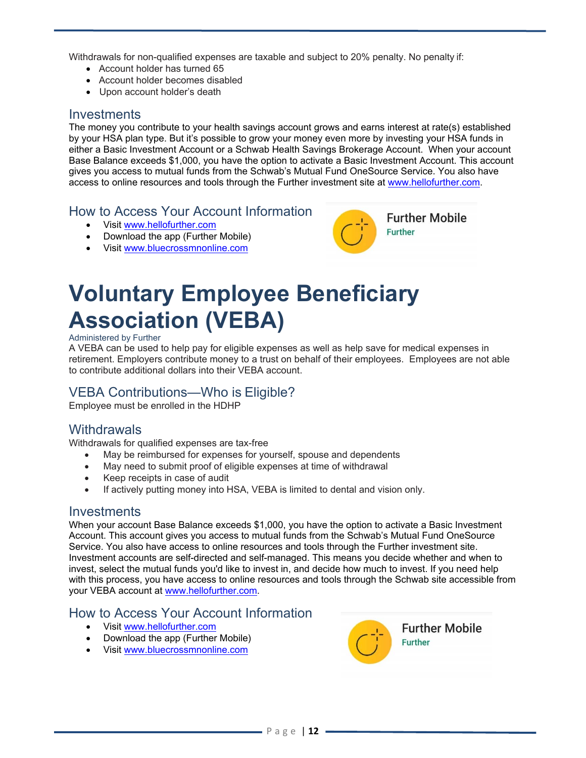Withdrawals for non-qualified expenses are taxable and subject to 20% penalty. No penalty if:

- Account holder has turned 65
- Account holder becomes disabled
- Upon account holder's death

### Investments

The money you contribute to your health savings account grows and earns interest at rate(s) established by your HSA plan type. But it's possible to grow your money even more by investing your HSA funds in either a Basic Investment Account or a Schwab Health Savings Brokerage Account. When your account Base Balance exceeds $1,000, you have the option to activate a Basic Investment Account. This account gives you access to mutual funds from the Schwab's Mutual Fund OneSource Service. You also have access to online resources and tools through the Further investment site at www.hellofurther.com.

### How to Access Your Account Information

- Visit www.hellofurther.com
- Download the app (Further Mobile)
- Visit www.bluecrossmnonline.com

Further Mobile
Further

# Voluntary Employee Beneficiary Association (VEBA)

Administered by Further

A VEBA can be used to help pay for eligible expenses as well as help save for medical expenses in retirement. Employers contribute money to a trust on behalf of their employees. Employees are not able to contribute additional dollars into their VEBA account.

### VEBA Contributions—Who is Eligible?

Employee must be enrolled in the HDHP

### Withdrawals

Withdrawals for qualified expenses are tax-free

- May be reimbursed for expenses for yourself, spouse and dependents
- May need to submit proof of eligible expenses at time of withdrawal
- Keep receipts in case of audit
- If actively putting money into HSA, VEBA is limited to dental and vision only.

### Investments

When your account Base Balance exceeds $1,000, you have the option to activate a Basic Investment Account. This account gives you access to mutual funds from the Schwab's Mutual Fund OneSource Service. You also have access to online resources and tools through the Further investment site. Investment accounts are self-directed and self-managed. This means you decide whether and when to invest, select the mutual funds you'd like to invest in, and decide how much to invest. If you need help with this process, you have access to online resources and tools through the Schwab site accessible from your VEBA account at www.hellofurther.com.

### How to Access Your Account Information

- Visit www.hellofurther.com
- Download the app (Further Mobile)
- Visit www.bluecrossmnonline.com

Further Mobile
Further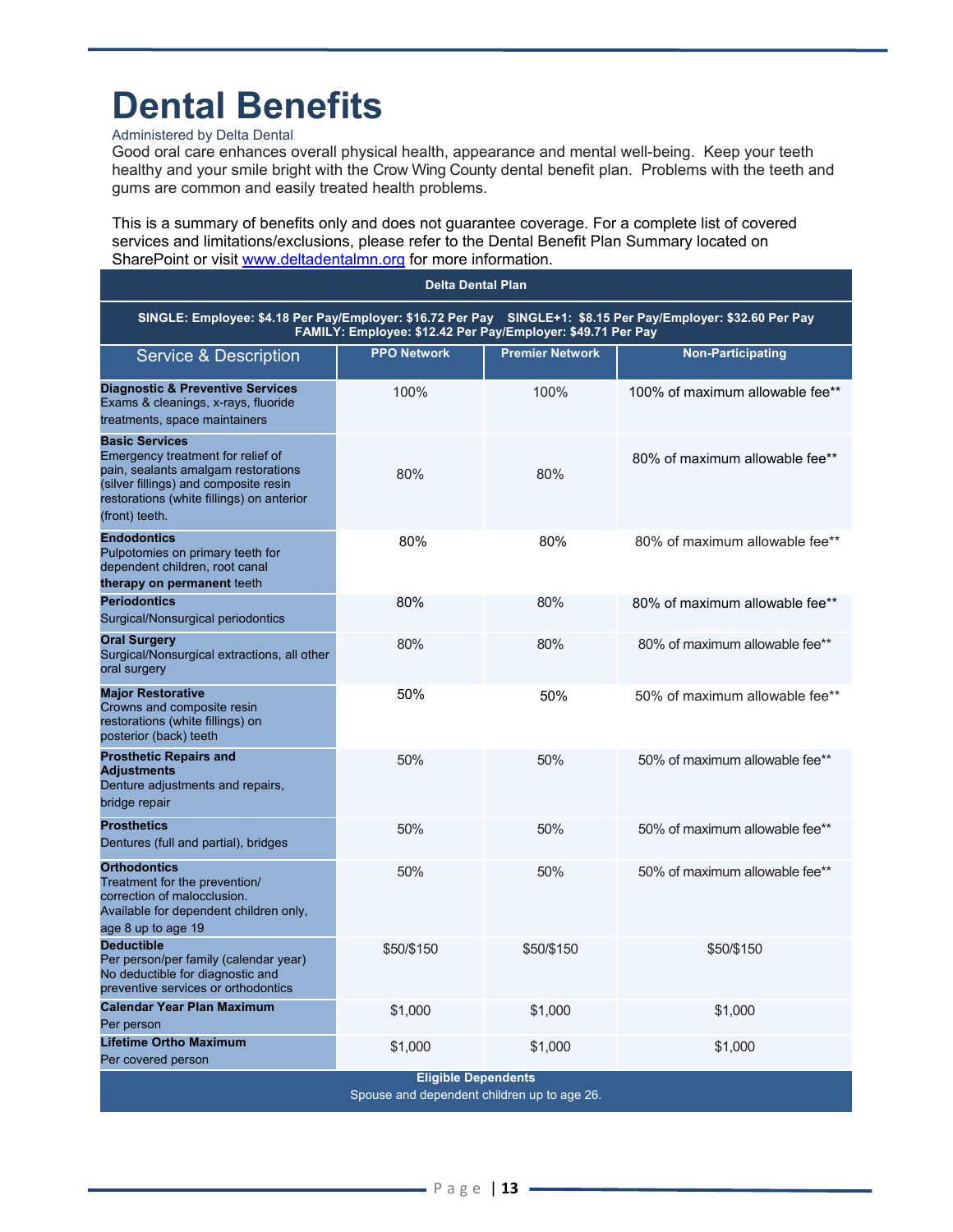# Dental Benefits

Administered by Delta Dental

Good oral care enhances overall physical health, appearance and mental well-being. Keep your teeth healthy and your smile bright with the Crow Wing County dental benefit plan. Problems with the teeth and gums are common and easily treated health problems.

This is a summary of benefits only and does not guarantee coverage. For a complete list of covered services and limitations/exclusions, please refer to the Dental Benefit Plan Summary located on SharePoint or visit www.deltadentalmn.org for more information.

| Delta Dental Plan | | | |
|---|---|---|---|
| SINGLE: Employee: $4.18 Per Pay/Employer: $16.72 Per Pay SINGLE+1: $8.15 Per Pay/Employer: $32.60 Per Pay FAMILY: Employee: $12.42 Per Pay/Employer: $49.71 Per Pay | | | |
| **Service & Description** | **PPO Network** | **Premier Network** | **Non-Participating** |
| **Diagnostic & Preventive Services** Exams & cleanings, x-rays, fluoride treatments, space maintainers | 100% | 100% | 100% of maximum allowable fee** |
| **Basic Services** Emergency treatment for relief of pain, sealants amalgam restorations (silver fillings) and composite resin restorations (white fillings) on anterior (front) teeth. | 80% | 80% | 80% of maximum allowable fee** |
| **Endodontics** Pulpotomies on primary teeth for dependent children, root canal **therapy on permanent** teeth | 80% | 80% | 80% of maximum allowable fee** |
| **Periodontics** Surgical/Nonsurgical periodontics | 80% | 80% | 80% of maximum allowable fee** |
| **Oral Surgery** Surgical/Nonsurgical extractions, all other oral surgery | 80% | 80% | 80% of maximum allowable fee** |
| **Major Restorative** Crowns and composite resin restorations (white fillings) on posterior (back) teeth | 50% | 50% | 50% of maximum allowable fee** |
| **Prosthetic Repairs and Adjustments** Denture adjustments and repairs, bridge repair | 50% | 50% | 50% of maximum allowable fee** |
| **Prosthetics** Dentures (full and partial), bridges | 50% | 50% | 50% of maximum allowable fee** |
| **Orthodontics** Treatment for the prevention/ correction of malocclusion. Available for dependent children only, age 8 up to age 19 | 50% | 50% | 50% of maximum allowable fee** |
| **Deductible** Per person/per family (calendar year) No deductible for diagnostic and preventive services or orthodontics | $50/$150 | $50/$150 | $50/$150 |
| **Calendar Year Plan Maximum** Per person | $1,000 | $1,000 | $1,000 |
| **Lifetime Ortho Maximum** Per covered person | $1,000 | $1,000 | $1,000 |
| **Eligible Dependents** Spouse and dependent children up to age 26. | | | |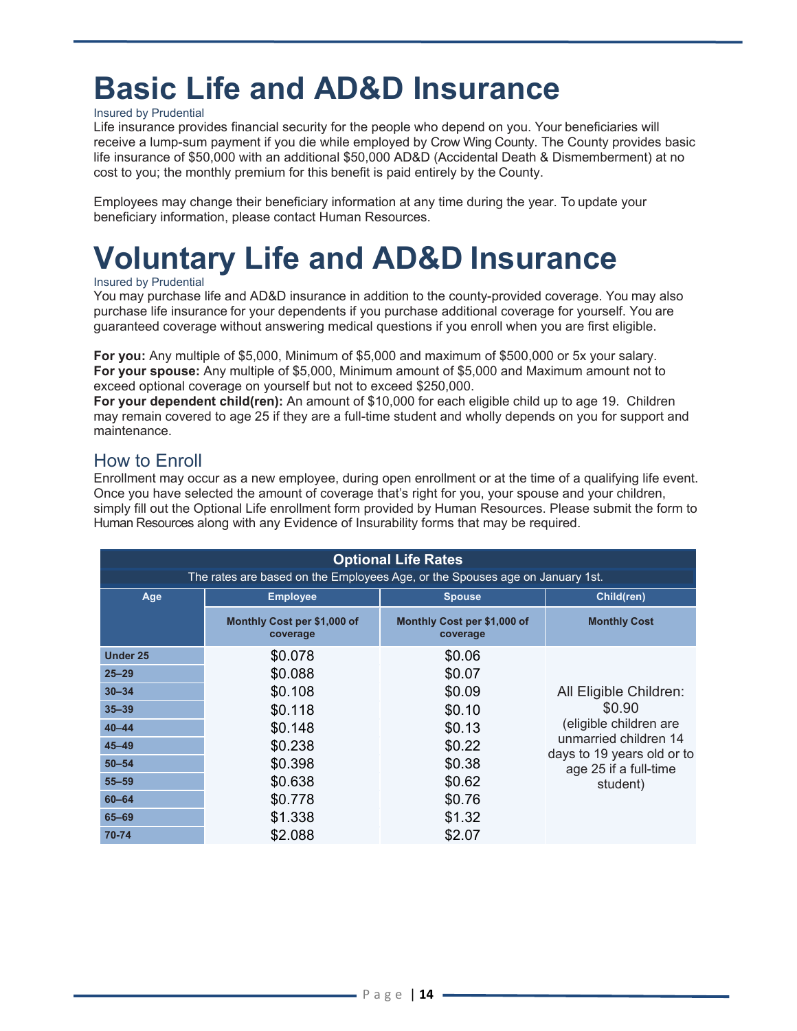# Basic Life and AD&D Insurance

Insured by Prudential

Life insurance provides financial security for the people who depend on you. Your beneficiaries will receive a lump-sum payment if you die while employed by Crow Wing County. The County provides basic life insurance of $50,000 with an additional $50,000 AD&D (Accidental Death & Dismemberment) at no cost to you; the monthly premium for this benefit is paid entirely by the County.

Employees may change their beneficiary information at any time during the year. To update your beneficiary information, please contact Human Resources.

# Voluntary Life and AD&D Insurance

Insured by Prudential

You may purchase life and AD&D insurance in addition to the county-provided coverage. You may also purchase life insurance for your dependents if you purchase additional coverage for yourself. You are guaranteed coverage without answering medical questions if you enroll when you are first eligible.

**For you:** Any multiple of $5,000, Minimum of $5,000 and maximum of $500,000 or 5x your salary.
**For your spouse:** Any multiple of $5,000, Minimum amount of $5,000 and Maximum amount not to exceed optional coverage on yourself but not to exceed $250,000.
**For your dependent child(ren):** An amount of $10,000 for each eligible child up to age 19. Children may remain covered to age 25 if they are a full-time student and wholly depends on you for support and maintenance.

## How to Enroll

Enrollment may occur as a new employee, during open enrollment or at the time of a qualifying life event. Once you have selected the amount of coverage that's right for you, your spouse and your children, simply fill out the Optional Life enrollment form provided by Human Resources. Please submit the form to Human Resources along with any Evidence of Insurability forms that may be required.

**Optional Life Rates**

The rates are based on the Employees Age, or the Spouses age on January 1st.

| Age | Employee | Spouse | Child(ren) |
|---|---|---|---|
| | Monthly Cost per $1,000 of coverage | Monthly Cost per $1,000 of coverage | Monthly Cost |
| Under 25 | $0.078 | $0.06 | All Eligible Children: $0.90 (eligible children are unmarried children 14 days to 19 years old or to age 25 if a full-time student) |
| 25–29 | $0.088 | $0.07 | |
| 30–34 | $0.108 | $0.09 | |
| 35–39 | $0.118 | $0.10 | |
| 40–44 | $0.148 | $0.13 | |
| 45–49 | $0.238 | $0.22 | |
| 50–54 | $0.398 | $0.38 | |
| 55–59 | $0.638 | $0.62 | |
| 60–64 | $0.778 | $0.76 | |
| 65–69 | $1.338 | $1.32 | |
| 70-74 | $2.088 | $2.07 | |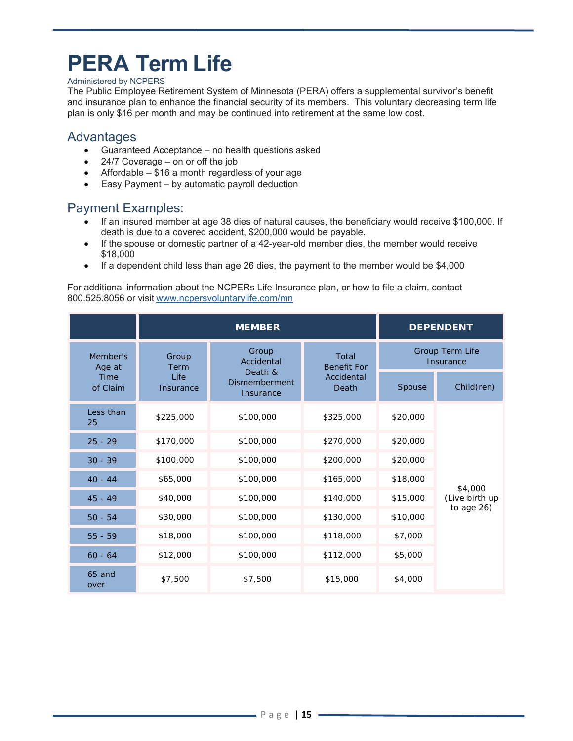# PERA Term Life

Administered by NCPERS

The Public Employee Retirement System of Minnesota (PERA) offers a supplemental survivor's benefit and insurance plan to enhance the financial security of its members. This voluntary decreasing term life plan is only $16 per month and may be continued into retirement at the same low cost.

## Advantages

- Guaranteed Acceptance – no health questions asked
- 24/7 Coverage – on or off the job
- Affordable – $16 a month regardless of your age
- Easy Payment – by automatic payroll deduction

## Payment Examples:

- If an insured member at age 38 dies of natural causes, the beneficiary would receive $100,000. If death is due to a covered accident, $200,000 would be payable.
- If the spouse or domestic partner of a 42-year-old member dies, the member would receive $18,000
- If a dependent child less than age 26 dies, the payment to the member would be $4,000

For additional information about the NCPERs Life Insurance plan, or how to file a claim, contact 800.525.8056 or visit www.ncpersvoluntarylife.com/mn

| | MEMBER | | | DEPENDENT | |
|---|---|---|---|---|---|
| Member's Age at Time of Claim | Group Term Life Insurance | Group Accidental Death & Dismemberment Insurance | Total Benefit For Accidental Death | Group Term Life Insurance | |
| | | | | Spouse | Child(ren) |
| Less than 25 | $225,000 | $100,000 | $325,000 | $20,000 | $4,000 (Live birth up to age 26) |
| 25 - 29 | $170,000 | $100,000 | $270,000 | $20,000 | |
| 30 - 39 | $100,000 | $100,000 | $200,000 | $20,000 | |
| 40 - 44 | $65,000 | $100,000 | $165,000 | $18,000 | |
| 45 - 49 | $40,000 | $100,000 | $140,000 | $15,000 | |
| 50 - 54 | $30,000 | $100,000 | $130,000 | $10,000 | |
| 55 - 59 | $18,000 | $100,000 | $118,000 | $7,000 | |
| 60 - 64 | $12,000 | $100,000 | $112,000 | $5,000 | |
| 65 and over | $7,500 | $7,500 | $15,000 | $4,000 | |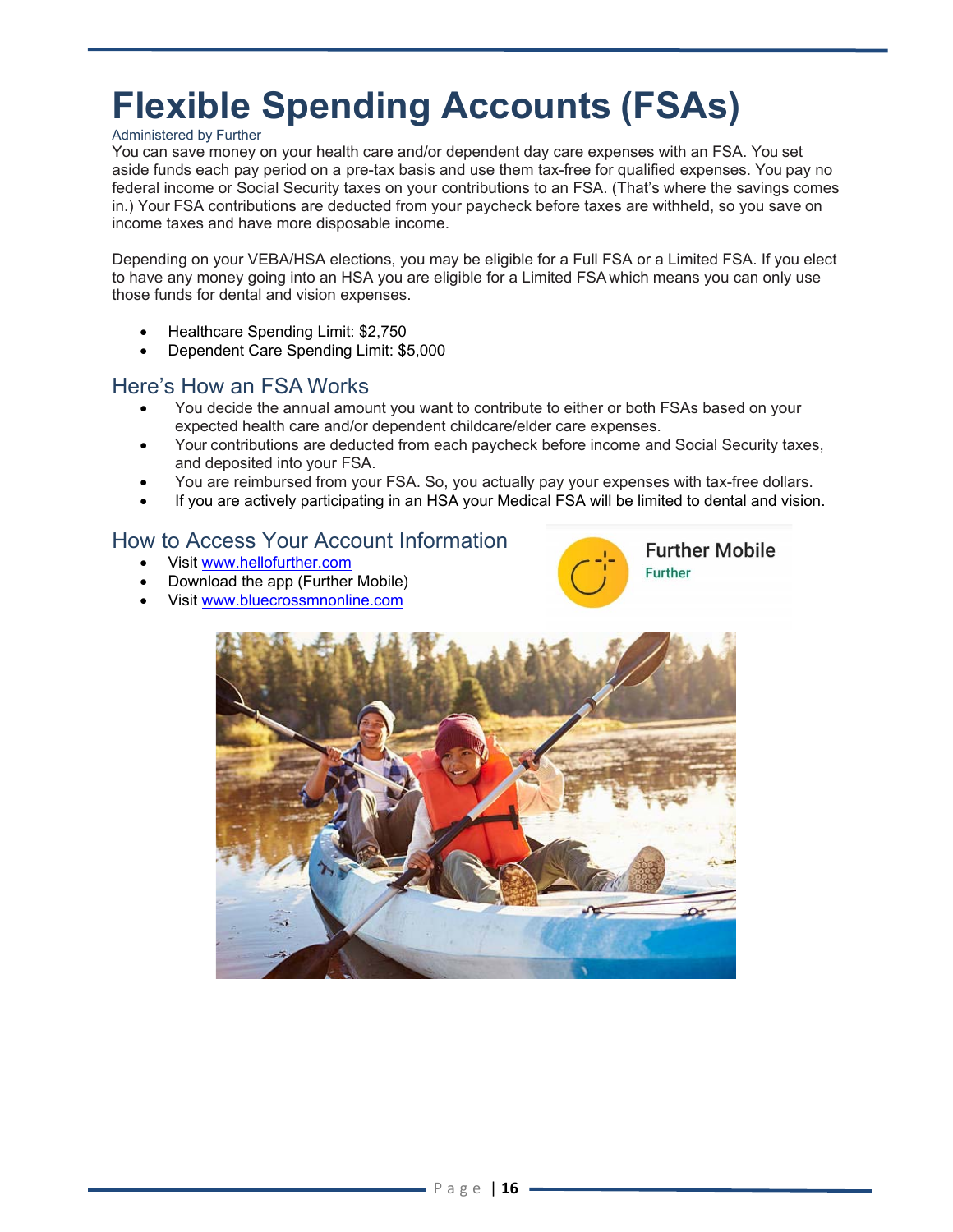# Flexible Spending Accounts (FSAs)

Administered by Further

You can save money on your health care and/or dependent day care expenses with an FSA. You set aside funds each pay period on a pre-tax basis and use them tax-free for qualified expenses. You pay no federal income or Social Security taxes on your contributions to an FSA. (That's where the savings comes in.) Your FSA contributions are deducted from your paycheck before taxes are withheld, so you save on income taxes and have more disposable income.

Depending on your VEBA/HSA elections, you may be eligible for a Full FSA or a Limited FSA. If you elect to have any money going into an HSA you are eligible for a Limited FSA which means you can only use those funds for dental and vision expenses.

- Healthcare Spending Limit: $2,750
- Dependent Care Spending Limit: $5,000

## Here's How an FSA Works

- You decide the annual amount you want to contribute to either or both FSAs based on your expected health care and/or dependent childcare/elder care expenses.
- Your contributions are deducted from each paycheck before income and Social Security taxes, and deposited into your FSA.
- You are reimbursed from your FSA. So, you actually pay your expenses with tax-free dollars.
- If you are actively participating in an HSA your Medical FSA will be limited to dental and vision.

## How to Access Your Account Information

- Visit www.hellofurther.com
- Download the app (Further Mobile)
- Visit www.bluecrossmnonline.com

Further Mobile
Further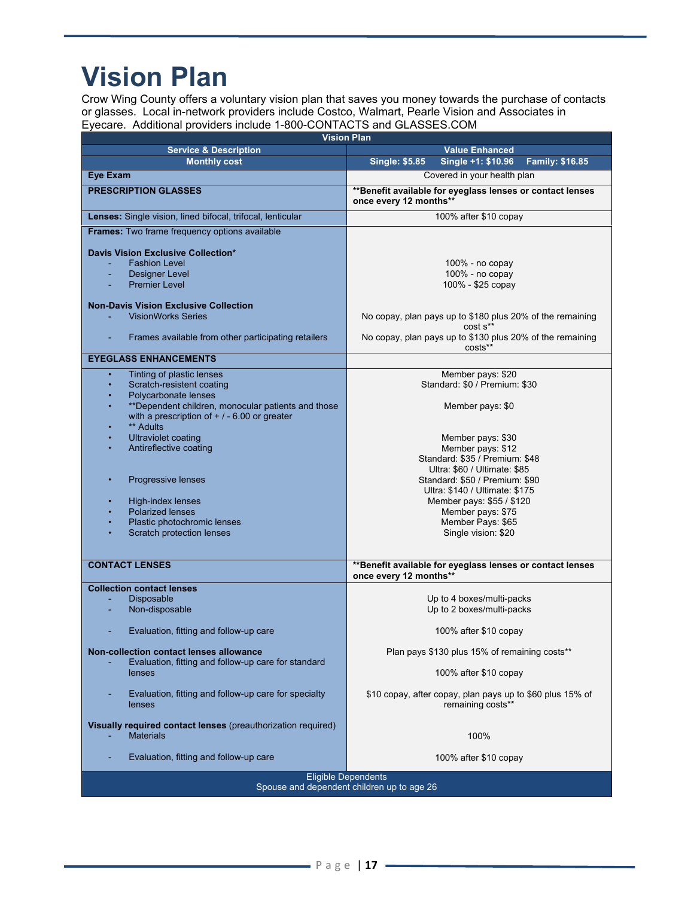# Vision Plan

Crow Wing County offers a voluntary vision plan that saves you money towards the purchase of contacts or glasses. Local in-network providers include Costco, Walmart, Pearle Vision and Associates in Eyecare. Additional providers include 1-800-CONTACTS and GLASSES.COM

| Vision Plan | |
|---|---|
| **Service & Description** | **Value Enhanced** |
| **Monthly cost** | **Single: $5.85 Single +1: $10.96 Family: $16.85** |
| **Eye Exam** | Covered in your health plan |
| **PRESCRIPTION GLASSES** | **\*\*Benefit available for eyeglass lenses or contact lenses once every 12 months\*\*** |
| **Lenses:** Single vision, lined bifocal, trifocal, lenticular | 100% after $10 copay |
| **Frames:** Two frame frequency options available | |
| **Davis Vision Exclusive Collection*** | |
| - Fashion Level | 100% - no copay |
| - Designer Level | 100% - no copay |
| - Premier Level | 100% - $25 copay |
| **Non-Davis Vision Exclusive Collection** | |
| - VisionWorks Series | No copay, plan pays up to $180 plus 20% of the remaining cost s** |
| - Frames available from other participating retailers | No copay, plan pays up to $130 plus 20% of the remaining costs** |
| **EYEGLASS ENHANCEMENTS** | |
| • Tinting of plastic lenses | Member pays: $20 |
| • Scratch-resistent coating | Standard: $0 / Premium: $30 |
| • Polycarbonate lenses | |
| • **Dependent children, monocular patients and those with a prescription of + / - 6.00 or greater | Member pays: $0 |
| • ** Adults | Member pays: $30 |
| • Ultraviolet coating | Member pays: $12 |
| • Antireflective coating | Standard: $35 / Premium: $48<br>Ultra: $60 / Ultimate: $85 |
| • Progressive lenses | Standard: $50 / Premium: $90<br>Ultra: $140 / Ultimate: $175 |
| • High-index lenses | Member pays: $55 / $120 |
| • Polarized lenses | Member pays: $75 |
| • Plastic photochromic lenses | Member Pays: $65 |
| • Scratch protection lenses | Single vision: $20 |
| **CONTACT LENSES** | **\*\*Benefit available for eyeglass lenses or contact lenses once every 12 months\*\*** |
| **Collection contact lenses** | |
| - Disposable | Up to 4 boxes/multi-packs |
| - Non-disposable | Up to 2 boxes/multi-packs |
| - Evaluation, fitting and follow-up care | 100% after $10 copay |
| **Non-collection contact lenses allowance** | Plan pays $130 plus 15% of remaining costs** |
| - Evaluation, fitting and follow-up care for standard lenses | 100% after $10 copay |
| - Evaluation, fitting and follow-up care for specialty lenses | $10 copay, after copay, plan pays up to $60 plus 15% of remaining costs** |
| **Visually required contact lenses** (preauthorization required) | |
| - Materials | 100% |
| - Evaluation, fitting and follow-up care | 100% after $10 copay |
| Eligible Dependents<br>Spouse and dependent children up to age 26 | |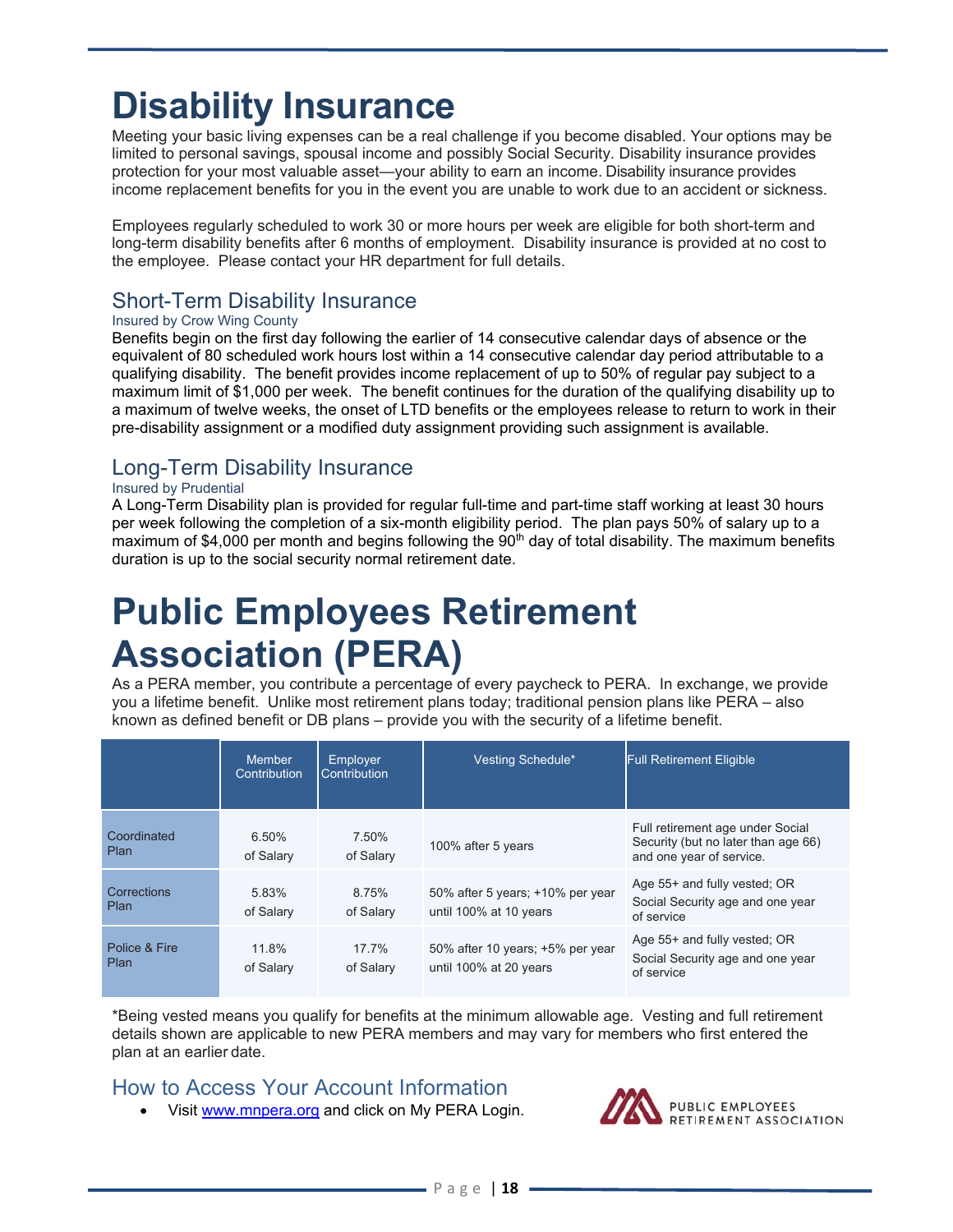# Disability Insurance

Meeting your basic living expenses can be a real challenge if you become disabled. Your options may be limited to personal savings, spousal income and possibly Social Security. Disability insurance provides protection for your most valuable asset—your ability to earn an income. Disability insurance provides income replacement benefits for you in the event you are unable to work due to an accident or sickness.

Employees regularly scheduled to work 30 or more hours per week are eligible for both short-term and long-term disability benefits after 6 months of employment. Disability insurance is provided at no cost to the employee. Please contact your HR department for full details.

## Short-Term Disability Insurance

Insured by Crow Wing County

Benefits begin on the first day following the earlier of 14 consecutive calendar days of absence or the equivalent of 80 scheduled work hours lost within a 14 consecutive calendar day period attributable to a qualifying disability. The benefit provides income replacement of up to 50% of regular pay subject to a maximum limit of $1,000 per week. The benefit continues for the duration of the qualifying disability up to a maximum of twelve weeks, the onset of LTD benefits or the employees release to return to work in their pre-disability assignment or a modified duty assignment providing such assignment is available.

## Long-Term Disability Insurance

Insured by Prudential

A Long-Term Disability plan is provided for regular full-time and part-time staff working at least 30 hours per week following the completion of a six-month eligibility period. The plan pays 50% of salary up to a maximum of $4,000 per month and begins following the 90th day of total disability. The maximum benefits duration is up to the social security normal retirement date.

# Public Employees Retirement Association (PERA)

As a PERA member, you contribute a percentage of every paycheck to PERA. In exchange, we provide you a lifetime benefit. Unlike most retirement plans today; traditional pension plans like PERA – also known as defined benefit or DB plans – provide you with the security of a lifetime benefit.

| | Member Contribution | Employer Contribution | Vesting Schedule* | Full Retirement Eligible |
|---|---|---|---|---|
| Coordinated Plan | 6.50% of Salary | 7.50% of Salary | 100% after 5 years | Full retirement age under Social Security (but no later than age 66) and one year of service. |
| Corrections Plan | 5.83% of Salary | 8.75% of Salary | 50% after 5 years; +10% per year until 100% at 10 years | Age 55+ and fully vested; OR Social Security age and one year of service |
| Police & Fire Plan | 11.8% of Salary | 17.7% of Salary | 50% after 10 years; +5% per year until 100% at 20 years | Age 55+ and fully vested; OR Social Security age and one year of service |

*Being vested means you qualify for benefits at the minimum allowable age. Vesting and full retirement details shown are applicable to new PERA members and may vary for members who first entered the plan at an earlier date.

## How to Access Your Account Information

- Visit [www.mnpera.org](http://www.mnpera.org) and click on My PERA Login.

PUBLIC EMPLOYEES RETIREMENT ASSOCIATION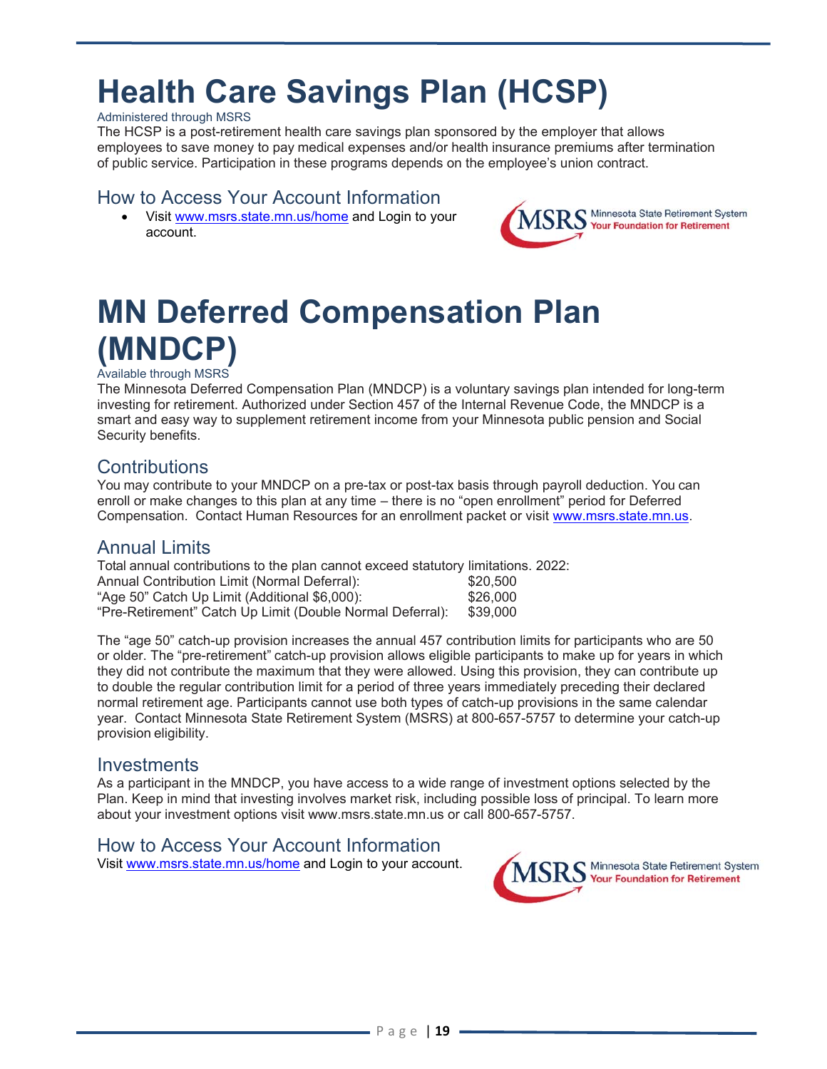# Health Care Savings Plan (HCSP)

Administered through MSRS

The HCSP is a post-retirement health care savings plan sponsored by the employer that allows employees to save money to pay medical expenses and/or health insurance premiums after termination of public service. Participation in these programs depends on the employee's union contract.

## How to Access Your Account Information

- Visit www.msrs.state.mn.us/home and Login to your account.

# MN Deferred Compensation Plan (MNDCP)

Available through MSRS

The Minnesota Deferred Compensation Plan (MNDCP) is a voluntary savings plan intended for long-term investing for retirement. Authorized under Section 457 of the Internal Revenue Code, the MNDCP is a smart and easy way to supplement retirement income from your Minnesota public pension and Social Security benefits.

## Contributions

You may contribute to your MNDCP on a pre-tax or post-tax basis through payroll deduction. You can enroll or make changes to this plan at any time – there is no "open enrollment" period for Deferred Compensation. Contact Human Resources for an enrollment packet or visit www.msrs.state.mn.us.

## Annual Limits

Total annual contributions to the plan cannot exceed statutory limitations. 2022:

| | |
|---|---|
| Annual Contribution Limit (Normal Deferral): | $20,500 |
| "Age 50" Catch Up Limit (Additional $6,000): | $26,000 |
| "Pre-Retirement" Catch Up Limit (Double Normal Deferral): | $39,000 |

The "age 50" catch-up provision increases the annual 457 contribution limits for participants who are 50 or older. The "pre-retirement" catch-up provision allows eligible participants to make up for years in which they did not contribute the maximum that they were allowed. Using this provision, they can contribute up to double the regular contribution limit for a period of three years immediately preceding their declared normal retirement age. Participants cannot use both types of catch-up provisions in the same calendar year. Contact Minnesota State Retirement System (MSRS) at 800-657-5757 to determine your catch-up provision eligibility.

## Investments

As a participant in the MNDCP, you have access to a wide range of investment options selected by the Plan. Keep in mind that investing involves market risk, including possible loss of principal. To learn more about your investment options visit www.msrs.state.mn.us or call 800-657-5757.

## How to Access Your Account Information

Visit www.msrs.state.mn.us/home and Login to your account.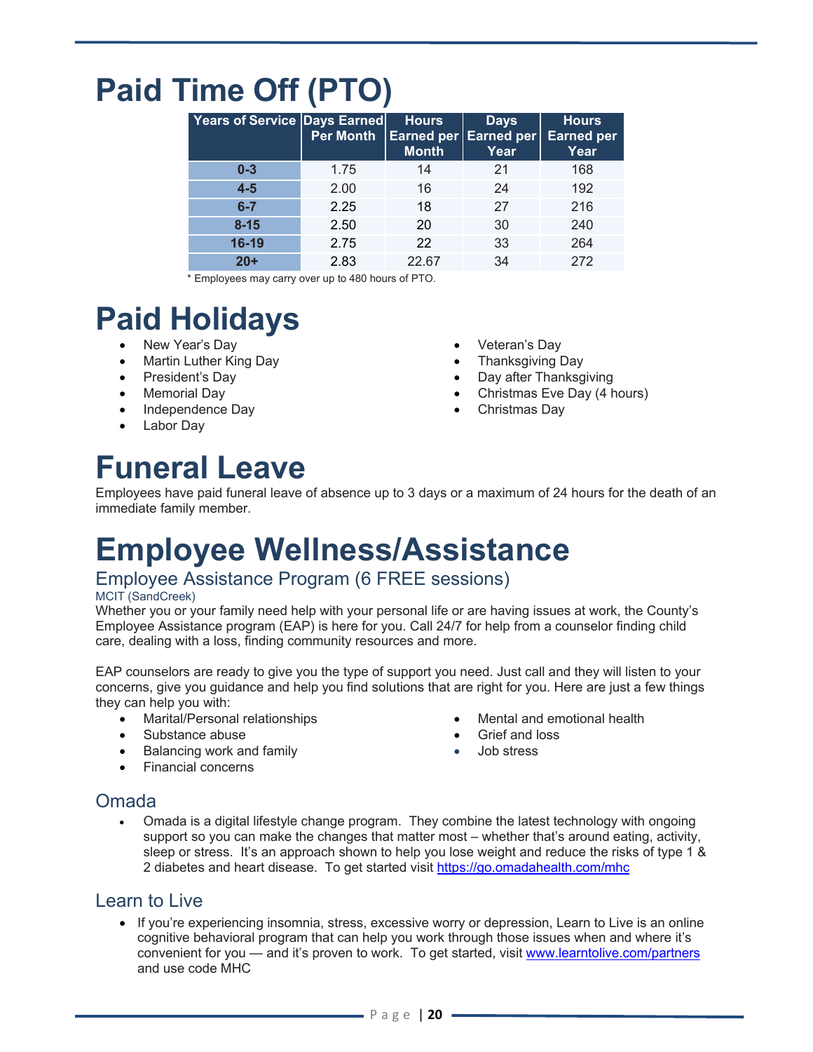# Paid Time Off (PTO)

| Years of Service | Days Earned Per Month | Hours Earned per Month | Days Earned per Year | Hours Earned per Year |
|---|---|---|---|---|
| **0-3** | 1.75 | 14 | 21 | 168 |
| **4-5** | 2.00 | 16 | 24 | 192 |
| **6-7** | 2.25 | 18 | 27 | 216 |
| **8-15** | 2.50 | 20 | 30 | 240 |
| **16-19** | 2.75 | 22 | 33 | 264 |
| **20+** | 2.83 | 22.67 | 34 | 272 |

* Employees may carry over up to 480 hours of PTO.

# Paid Holidays

- New Year's Day
- Martin Luther King Day
- President's Day
- Memorial Day
- Independence Day
- Labor Day
- Veteran's Day
- Thanksgiving Day
- Day after Thanksgiving
- Christmas Eve Day (4 hours)
- Christmas Day

# Funeral Leave

Employees have paid funeral leave of absence up to 3 days or a maximum of 24 hours for the death of an immediate family member.

# Employee Wellness/Assistance

## Employee Assistance Program (6 FREE sessions)

MCIT (SandCreek)

Whether you or your family need help with your personal life or are having issues at work, the County's Employee Assistance program (EAP) is here for you. Call 24/7 for help from a counselor finding child care, dealing with a loss, finding community resources and more.

EAP counselors are ready to give you the type of support you need. Just call and they will listen to your concerns, give you guidance and help you find solutions that are right for you. Here are just a few things they can help you with:

- Marital/Personal relationships
- Substance abuse
- Balancing work and family
- Financial concerns
- Mental and emotional health
- Grief and loss
- Job stress

## Omada

- Omada is a digital lifestyle change program. They combine the latest technology with ongoing support so you can make the changes that matter most – whether that's around eating, activity, sleep or stress. It's an approach shown to help you lose weight and reduce the risks of type 1 & 2 diabetes and heart disease. To get started visit https://go.omadahealth.com/mhc

## Learn to Live

- If you're experiencing insomnia, stress, excessive worry or depression, Learn to Live is an online cognitive behavioral program that can help you work through those issues when and where it's convenient for you — and it's proven to work. To get started, visit www.learntolive.com/partners and use code MHC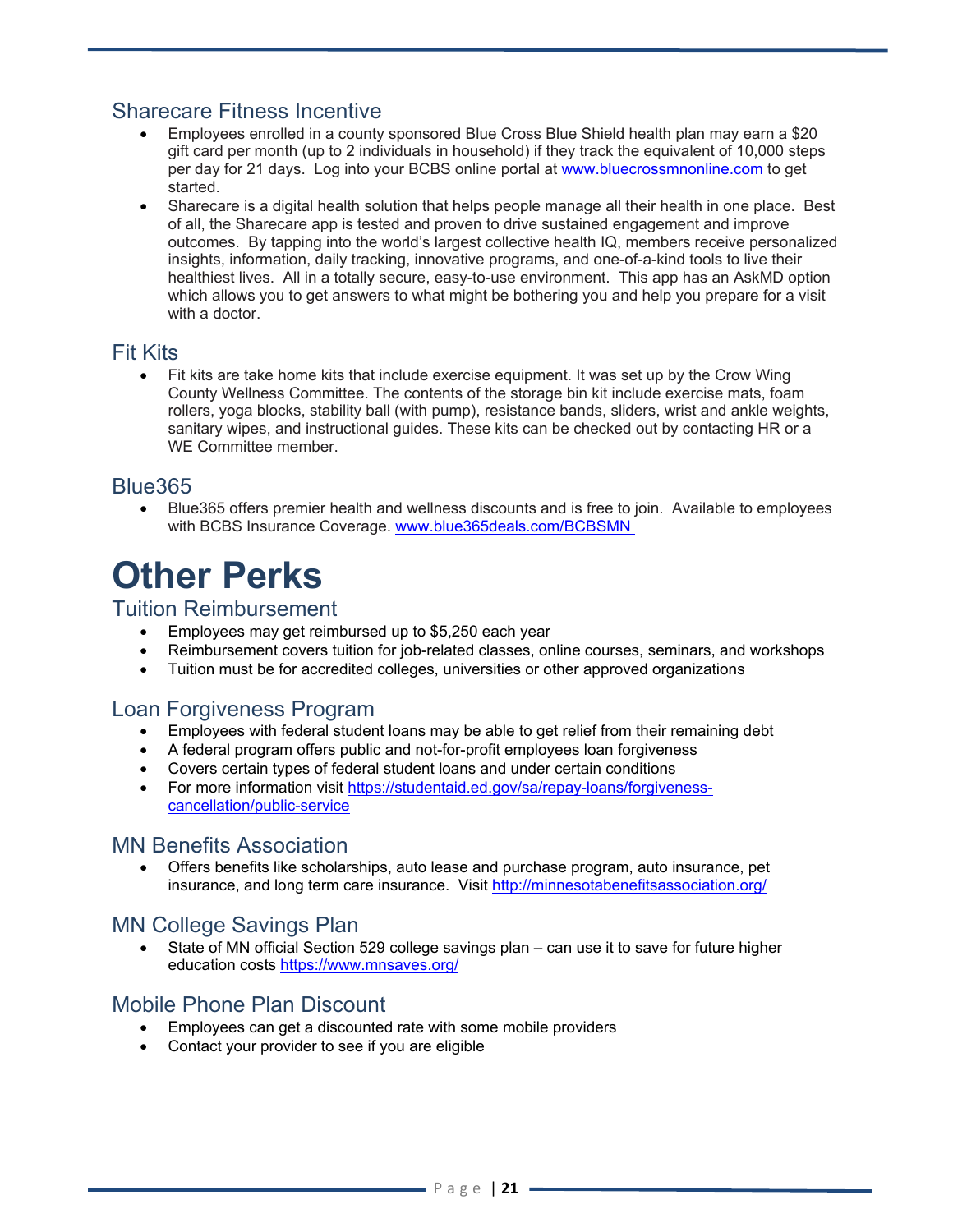## Sharecare Fitness Incentive

- Employees enrolled in a county sponsored Blue Cross Blue Shield health plan may earn a $20 gift card per month (up to 2 individuals in household) if they track the equivalent of 10,000 steps per day for 21 days. Log into your BCBS online portal at www.bluecrossmnonline.com to get started.
- Sharecare is a digital health solution that helps people manage all their health in one place. Best of all, the Sharecare app is tested and proven to drive sustained engagement and improve outcomes. By tapping into the world's largest collective health IQ, members receive personalized insights, information, daily tracking, innovative programs, and one-of-a-kind tools to live their healthiest lives. All in a totally secure, easy-to-use environment. This app has an AskMD option which allows you to get answers to what might be bothering you and help you prepare for a visit with a doctor.

## Fit Kits

- Fit kits are take home kits that include exercise equipment. It was set up by the Crow Wing County Wellness Committee. The contents of the storage bin kit include exercise mats, foam rollers, yoga blocks, stability ball (with pump), resistance bands, sliders, wrist and ankle weights, sanitary wipes, and instructional guides. These kits can be checked out by contacting HR or a WE Committee member.

## Blue365

- Blue365 offers premier health and wellness discounts and is free to join. Available to employees with BCBS Insurance Coverage. www.blue365deals.com/BCBSMN

# Other Perks

## Tuition Reimbursement

- Employees may get reimbursed up to $5,250 each year
- Reimbursement covers tuition for job-related classes, online courses, seminars, and workshops
- Tuition must be for accredited colleges, universities or other approved organizations

## Loan Forgiveness Program

- Employees with federal student loans may be able to get relief from their remaining debt
- A federal program offers public and not-for-profit employees loan forgiveness
- Covers certain types of federal student loans and under certain conditions
- For more information visit https://studentaid.ed.gov/sa/repay-loans/forgiveness-cancellation/public-service

## MN Benefits Association

- Offers benefits like scholarships, auto lease and purchase program, auto insurance, pet insurance, and long term care insurance. Visit http://minnesotabenefitsassociation.org/

## MN College Savings Plan

- State of MN official Section 529 college savings plan – can use it to save for future higher education costs https://www.mnsaves.org/

## Mobile Phone Plan Discount

- Employees can get a discounted rate with some mobile providers
- Contact your provider to see if you are eligible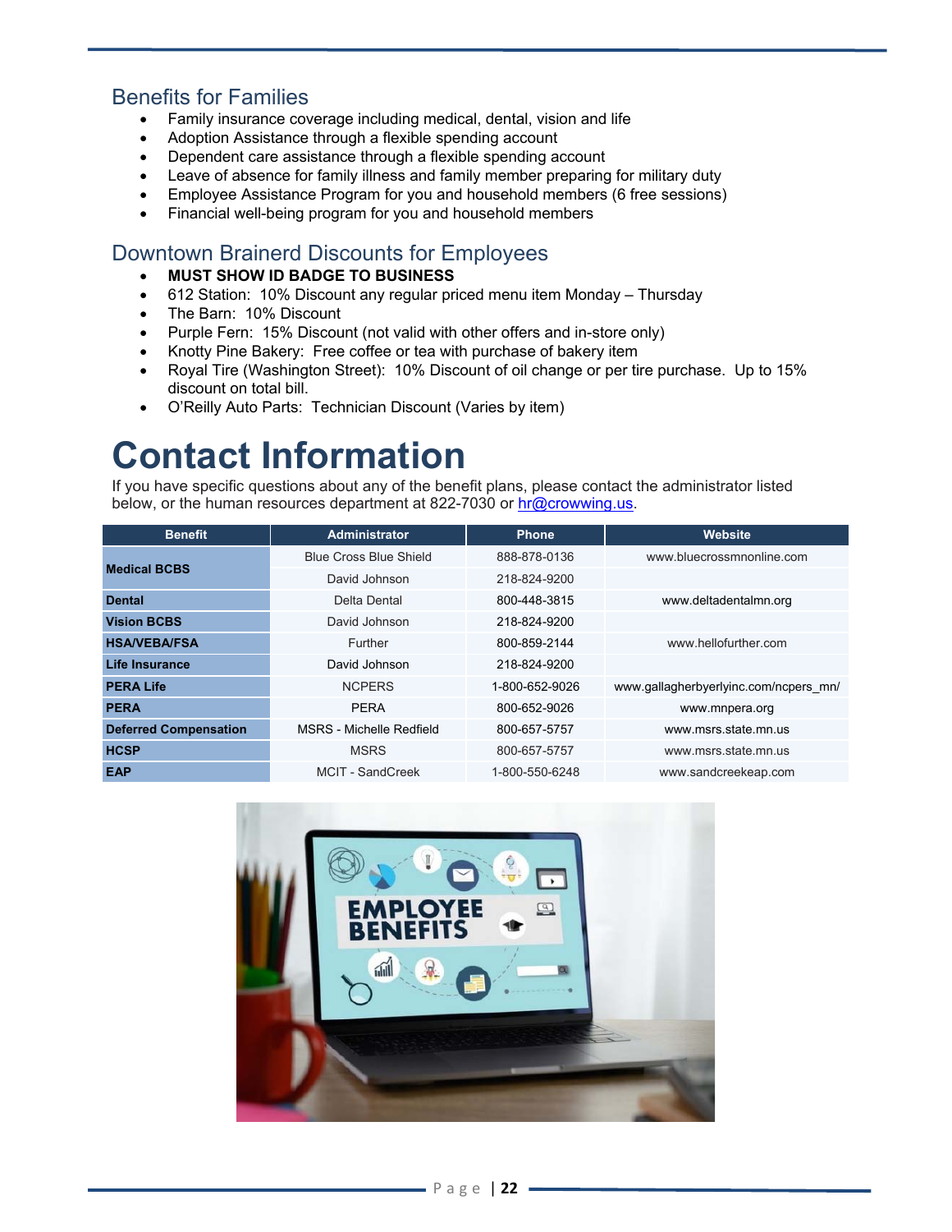## Benefits for Families

- Family insurance coverage including medical, dental, vision and life
- Adoption Assistance through a flexible spending account
- Dependent care assistance through a flexible spending account
- Leave of absence for family illness and family member preparing for military duty
- Employee Assistance Program for you and household members (6 free sessions)
- Financial well-being program for you and household members

## Downtown Brainerd Discounts for Employees

- **MUST SHOW ID BADGE TO BUSINESS**
- 612 Station: 10% Discount any regular priced menu item Monday – Thursday
- The Barn: 10% Discount
- Purple Fern: 15% Discount (not valid with other offers and in-store only)
- Knotty Pine Bakery: Free coffee or tea with purchase of bakery item
- Royal Tire (Washington Street): 10% Discount of oil change or per tire purchase. Up to 15% discount on total bill.
- O'Reilly Auto Parts: Technician Discount (Varies by item)

# Contact Information

If you have specific questions about any of the benefit plans, please contact the administrator listed below, or the human resources department at 822-7030 or hr@crowwing.us.

| Benefit | Administrator | Phone | Website |
|---|---|---|---|
| **Medical BCBS** | Blue Cross Blue Shield | 888-878-0136 | www.bluecrossmnonline.com |
| | David Johnson | 218-824-9200 | |
| **Dental** | Delta Dental | 800-448-3815 | www.deltadentalmn.org |
| **Vision BCBS** | David Johnson | 218-824-9200 | |
| **HSA/VEBA/FSA** | Further | 800-859-2144 | www.hellofurther.com |
| **Life Insurance** | David Johnson | 218-824-9200 | |
| **PERA Life** | NCPERS | 1-800-652-9026 | www.gallagherbyerlyinc.com/ncpers_mn/ |
| **PERA** | PERA | 800-652-9026 | www.mnpera.org |
| **Deferred Compensation** | MSRS - Michelle Redfield | 800-657-5757 | www.msrs.state.mn.us |
| **HCSP** | MSRS | 800-657-5757 | www.msrs.state.mn.us |
| **EAP** | MCIT - SandCreek | 1-800-550-6248 | www.sandcreekeap.com |